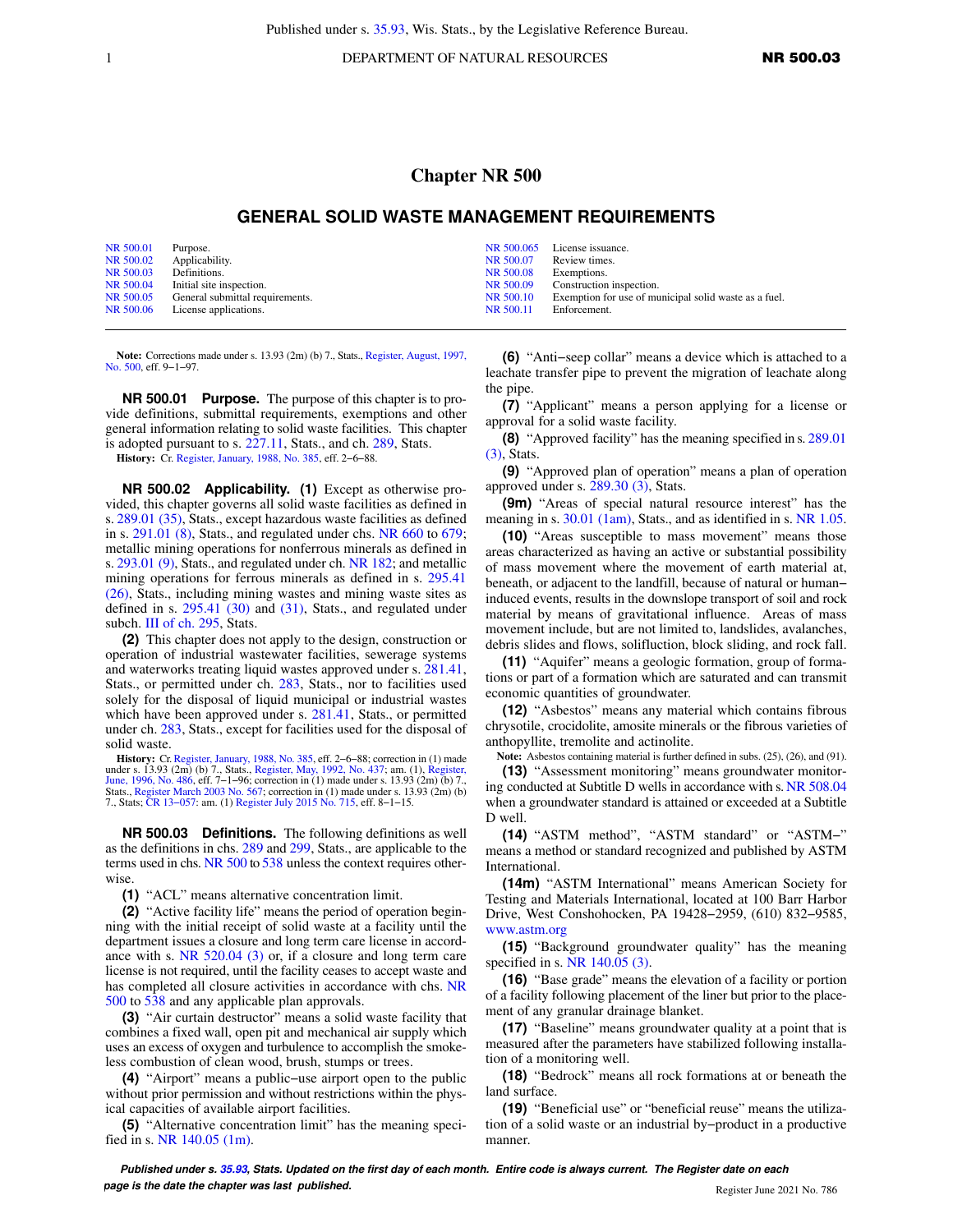# Chapter NR 500

## GENERAL SOLID WASTE MANAGEMENT REQUIREMENTS

| | | | |
|---|---|---|---|
| NR 500.01 | Purpose. | NR 500.065 | License issuance. |
| NR 500.02 | Applicability. | NR 500.07 | Review times. |
| NR 500.03 | Definitions. | NR 500.08 | Exemptions. |
| NR 500.04 | Initial site inspection. | NR 500.09 | Construction inspection. |
| NR 500.05 | General submittal requirements. | NR 500.10 | Exemption for use of municipal solid waste as a fuel. |
| NR 500.06 | License applications. | NR 500.11 | Enforcement. |

**Note:** Corrections made under s. 13.93 (2m) (b) 7., Stats., Register, August, 1997, No. 500, eff. 9–1–97.

**NR 500.01 Purpose.** The purpose of this chapter is to provide definitions, submittal requirements, exemptions and other general information relating to solid waste facilities. This chapter is adopted pursuant to s. 227.11, Stats., and ch. 289, Stats.

**History:** Cr. Register, January, 1988, No. 385, eff. 2–6–88.

**NR 500.02 Applicability. (1)** Except as otherwise provided, this chapter governs all solid waste facilities as defined in s. 289.01 (35), Stats., except hazardous waste facilities as defined in s. 291.01 (8), Stats., and regulated under chs. NR 660 to 679; metallic mining operations for nonferrous minerals as defined in s. 293.01 (9), Stats., and regulated under ch. NR 182; and metallic mining operations for ferrous minerals as defined in s. 295.41 (26), Stats., including mining wastes and mining waste sites as defined in s. 295.41 (30) and (31), Stats., and regulated under subch. III of ch. 295, Stats.

**(2)** This chapter does not apply to the design, construction or operation of industrial wastewater facilities, sewerage systems and waterworks treating liquid wastes approved under s. 281.41, Stats., or permitted under ch. 283, Stats., nor to facilities used solely for the disposal of liquid municipal or industrial wastes which have been approved under s. 281.41, Stats., or permitted under ch. 283, Stats., except for facilities used for the disposal of solid waste.

**History:** Cr. Register, January, 1988, No. 385, eff. 2–6–88; correction in (1) made under s. 13.93 (2m) (b) 7., Stats., Register, May, 1992, No. 437; am. (1), Register, June, 1996, No. 486, eff. 7–1–96; correction in (1) made under s. 13.93 (2m) (b) 7., Stats., Register March 2003 No. 567; correction in (1) made under s. 13.93 (2m) (b) 7., Stats; CR 13–057: am. (1) Register July 2015 No. 715, eff. 8–1–15.

**NR 500.03 Definitions.** The following definitions as well as the definitions in chs. 289 and 299, Stats., are applicable to the terms used in chs. NR 500 to 538 unless the context requires otherwise.

**(1)** "ACL" means alternative concentration limit.

**(2)** "Active facility life" means the period of operation beginning with the initial receipt of solid waste at a facility until the department issues a closure and long term care license in accordance with s. NR 520.04 (3) or, if a closure and long term care license is not required, until the facility ceases to accept waste and has completed all closure activities in accordance with chs. NR 500 to 538 and any applicable plan approvals.

**(3)** "Air curtain destructor" means a solid waste facility that combines a fixed wall, open pit and mechanical air supply which uses an excess of oxygen and turbulence to accomplish the smokeless combustion of clean wood, brush, stumps or trees.

**(4)** "Airport" means a public–use airport open to the public without prior permission and without restrictions within the physical capacities of available airport facilities.

**(5)** "Alternative concentration limit" has the meaning specified in s. NR 140.05 (1m).

**(6)** "Anti–seep collar" means a device which is attached to a leachate transfer pipe to prevent the migration of leachate along the pipe.

**(7)** "Applicant" means a person applying for a license or approval for a solid waste facility.

**(8)** "Approved facility" has the meaning specified in s. 289.01 (3), Stats.

**(9)** "Approved plan of operation" means a plan of operation approved under s. 289.30 (3), Stats.

**(9m)** "Areas of special natural resource interest" has the meaning in s. 30.01 (1am), Stats., and as identified in s. NR 1.05.

**(10)** "Areas susceptible to mass movement" means those areas characterized as having an active or substantial possibility of mass movement where the movement of earth material at, beneath, or adjacent to the landfill, because of natural or human–induced events, results in the downslope transport of soil and rock material by means of gravitational influence. Areas of mass movement include, but are not limited to, landslides, avalanches, debris slides and flows, solifluction, block sliding, and rock fall.

**(11)** "Aquifer" means a geologic formation, group of formations or part of a formation which are saturated and can transmit economic quantities of groundwater.

**(12)** "Asbestos" means any material which contains fibrous chrysotile, crocidolite, amosite minerals or the fibrous varieties of anthopyllite, tremolite and actinolite.

**Note:** Asbestos containing material is further defined in subs. (25), (26), and (91).

**(13)** "Assessment monitoring" means groundwater monitoring conducted at Subtitle D wells in accordance with s. NR 508.04 when a groundwater standard is attained or exceeded at a Subtitle D well.

**(14)** "ASTM method", "ASTM standard" or "ASTM–" means a method or standard recognized and published by ASTM International.

**(14m)** "ASTM International" means American Society for Testing and Materials International, located at 100 Barr Harbor Drive, West Conshohocken, PA 19428–2959, (610) 832–9585, www.astm.org

**(15)** "Background groundwater quality" has the meaning specified in s. NR 140.05 (3).

**(16)** "Base grade" means the elevation of a facility or portion of a facility following placement of the liner but prior to the placement of any granular drainage blanket.

**(17)** "Baseline" means groundwater quality at a point that is measured after the parameters have stabilized following installation of a monitoring well.

**(18)** "Bedrock" means all rock formations at or beneath the land surface.

**(19)** "Beneficial use" or "beneficial reuse" means the utilization of a solid waste or an industrial by–product in a productive manner.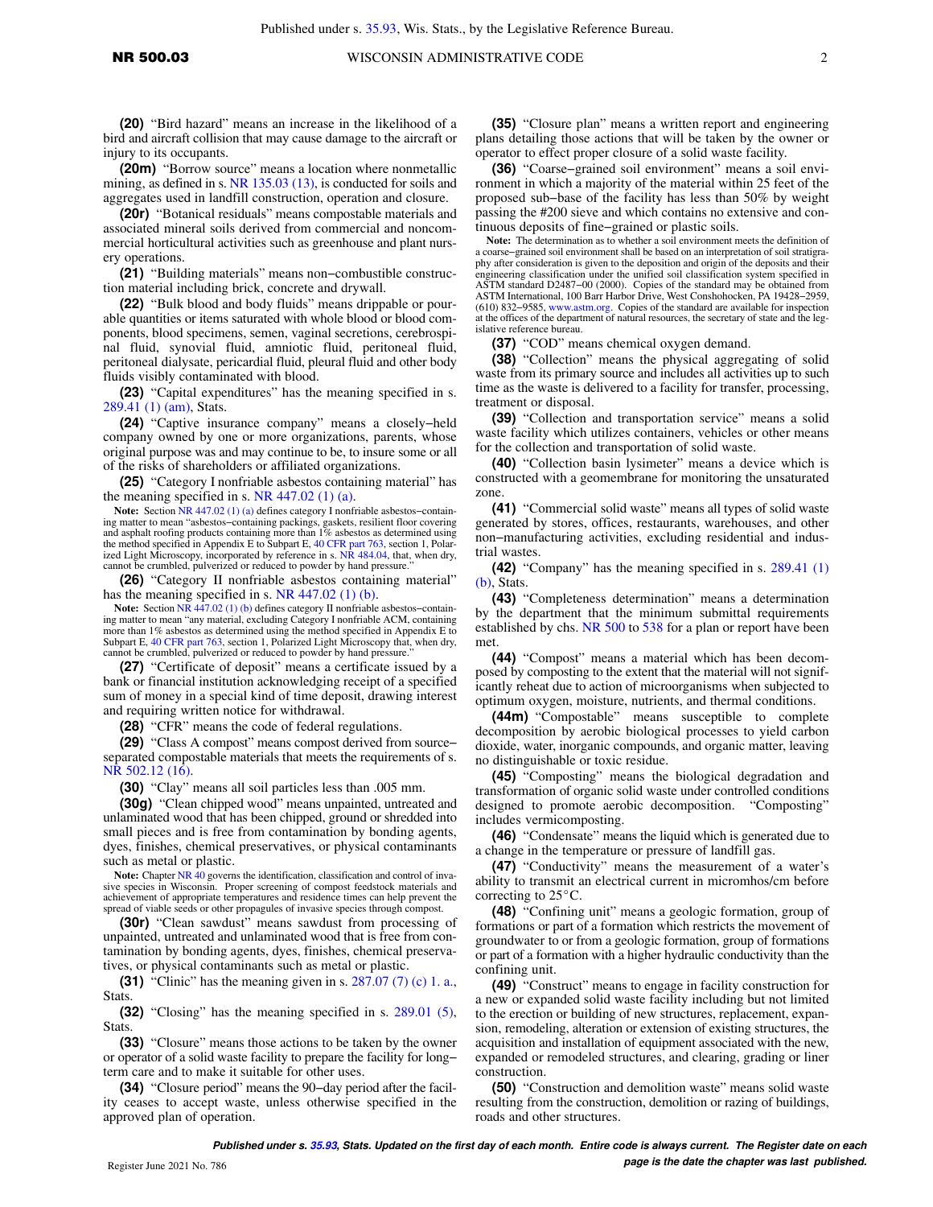**(20)** "Bird hazard" means an increase in the likelihood of a bird and aircraft collision that may cause damage to the aircraft or injury to its occupants.

**(20m)** "Borrow source" means a location where nonmetallic mining, as defined in s. NR 135.03 (13), is conducted for soils and aggregates used in landfill construction, operation and closure.

**(20r)** "Botanical residuals" means compostable materials and associated mineral soils derived from commercial and noncommercial horticultural activities such as greenhouse and plant nursery operations.

**(21)** "Building materials" means non−combustible construction material including brick, concrete and drywall.

**(22)** "Bulk blood and body fluids" means drippable or pourable quantities or items saturated with whole blood or blood components, blood specimens, semen, vaginal secretions, cerebrospinal fluid, synovial fluid, amniotic fluid, peritoneal fluid, peritoneal dialysate, pericardial fluid, pleural fluid and other body fluids visibly contaminated with blood.

**(23)** "Capital expenditures" has the meaning specified in s. 289.41 (1) (am), Stats.

**(24)** "Captive insurance company" means a closely−held company owned by one or more organizations, parents, whose original purpose was and may continue to be, to insure some or all of the risks of shareholders or affiliated organizations.

**(25)** "Category I nonfriable asbestos containing material" has the meaning specified in s. NR 447.02 (1) (a).

**Note:** Section NR 447.02 (1) (a) defines category I nonfriable asbestos−containing matter to mean "asbestos−containing packings, gaskets, resilient floor covering and asphalt roofing products containing more than 1% asbestos as determined using the method specified in Appendix E to Subpart E, 40 CFR part 763, section 1, Polarized Light Microscopy, incorporated by reference in s. NR 484.04, that, when dry, cannot be crumbled, pulverized or reduced to powder by hand pressure."

**(26)** "Category II nonfriable asbestos containing material" has the meaning specified in s. NR 447.02 (1) (b).

**Note:** Section NR 447.02 (1) (b) defines category II nonfriable asbestos−containing matter to mean "any material, excluding Category I nonfriable ACM, containing more than 1% asbestos as determined using the method specified in Appendix E to Subpart E, 40 CFR part 763, section 1, Polarized Light Microscopy that, when dry, cannot be crumbled, pulverized or reduced to powder by hand pressure."

**(27)** "Certificate of deposit" means a certificate issued by a bank or financial institution acknowledging receipt of a specified sum of money in a special kind of time deposit, drawing interest and requiring written notice for withdrawal.

**(28)** "CFR" means the code of federal regulations.

**(29)** "Class A compost" means compost derived from source−separated compostable materials that meets the requirements of s. NR 502.12 (16).

**(30)** "Clay" means all soil particles less than .005 mm.

**(30g)** "Clean chipped wood" means unpainted, untreated and unlaminated wood that has been chipped, ground or shredded into small pieces and is free from contamination by bonding agents, dyes, finishes, chemical preservatives, or physical contaminants such as metal or plastic.

**Note:** Chapter NR 40 governs the identification, classification and control of invasive species in Wisconsin. Proper screening of compost feedstock materials and achievement of appropriate temperatures and residence times can help prevent the spread of viable seeds or other propagules of invasive species through compost.

**(30r)** "Clean sawdust" means sawdust from processing of unpainted, untreated and unlaminated wood that is free from contamination by bonding agents, dyes, finishes, chemical preservatives, or physical contaminants such as metal or plastic.

**(31)** "Clinic" has the meaning given in s. 287.07 (7) (c) 1. a., Stats.

**(32)** "Closing" has the meaning specified in s. 289.01 (5), Stats.

**(33)** "Closure" means those actions to be taken by the owner or operator of a solid waste facility to prepare the facility for long−term care and to make it suitable for other uses.

**(34)** "Closure period" means the 90−day period after the facility ceases to accept waste, unless otherwise specified in the approved plan of operation.

**(35)** "Closure plan" means a written report and engineering plans detailing those actions that will be taken by the owner or operator to effect proper closure of a solid waste facility.

**(36)** "Coarse−grained soil environment" means a soil environment in which a majority of the material within 25 feet of the proposed sub−base of the facility has less than 50% by weight passing the #200 sieve and which contains no extensive and continuous deposits of fine−grained or plastic soils.

**Note:** The determination as to whether a soil environment meets the definition of a coarse−grained soil environment shall be based on an interpretation of soil stratigraphy after consideration is given to the deposition and origin of the deposits and their engineering classification under the unified soil classification system specified in ASTM standard D2487−00 (2000). Copies of the standard may be obtained from ASTM International, 100 Barr Harbor Drive, West Conshohocken, PA 19428−2959, (610) 832−9585, www.astm.org. Copies of the standard are available for inspection at the offices of the department of natural resources, the secretary of state and the legislative reference bureau.

**(37)** "COD" means chemical oxygen demand.

**(38)** "Collection" means the physical aggregating of solid waste from its primary source and includes all activities up to such time as the waste is delivered to a facility for transfer, processing, treatment or disposal.

**(39)** "Collection and transportation service" means a solid waste facility which utilizes containers, vehicles or other means for the collection and transportation of solid waste.

**(40)** "Collection basin lysimeter" means a device which is constructed with a geomembrane for monitoring the unsaturated zone.

**(41)** "Commercial solid waste" means all types of solid waste generated by stores, offices, restaurants, warehouses, and other non−manufacturing activities, excluding residential and industrial wastes.

**(42)** "Company" has the meaning specified in s. 289.41 (1) (b), Stats.

**(43)** "Completeness determination" means a determination by the department that the minimum submittal requirements established by chs. NR 500 to 538 for a plan or report have been met.

**(44)** "Compost" means a material which has been decomposed by composting to the extent that the material will not significantly reheat due to action of microorganisms when subjected to optimum oxygen, moisture, nutrients, and thermal conditions.

**(44m)** "Compostable" means susceptible to complete decomposition by aerobic biological processes to yield carbon dioxide, water, inorganic compounds, and organic matter, leaving no distinguishable or toxic residue.

**(45)** "Composting" means the biological degradation and transformation of organic solid waste under controlled conditions designed to promote aerobic decomposition. "Composting" includes vermicomposting.

**(46)** "Condensate" means the liquid which is generated due to a change in the temperature or pressure of landfill gas.

**(47)** "Conductivity" means the measurement of a water's ability to transmit an electrical current in micromhos/cm before correcting to 25°C.

**(48)** "Confining unit" means a geologic formation, group of formations or part of a formation which restricts the movement of groundwater to or from a geologic formation, group of formations or part of a formation with a higher hydraulic conductivity than the confining unit.

**(49)** "Construct" means to engage in facility construction for a new or expanded solid waste facility including but not limited to the erection or building of new structures, replacement, expansion, remodeling, alteration or extension of existing structures, the acquisition and installation of equipment associated with the new, expanded or remodeled structures, and clearing, grading or liner construction.

**(50)** "Construction and demolition waste" means solid waste resulting from the construction, demolition or razing of buildings, roads and other structures.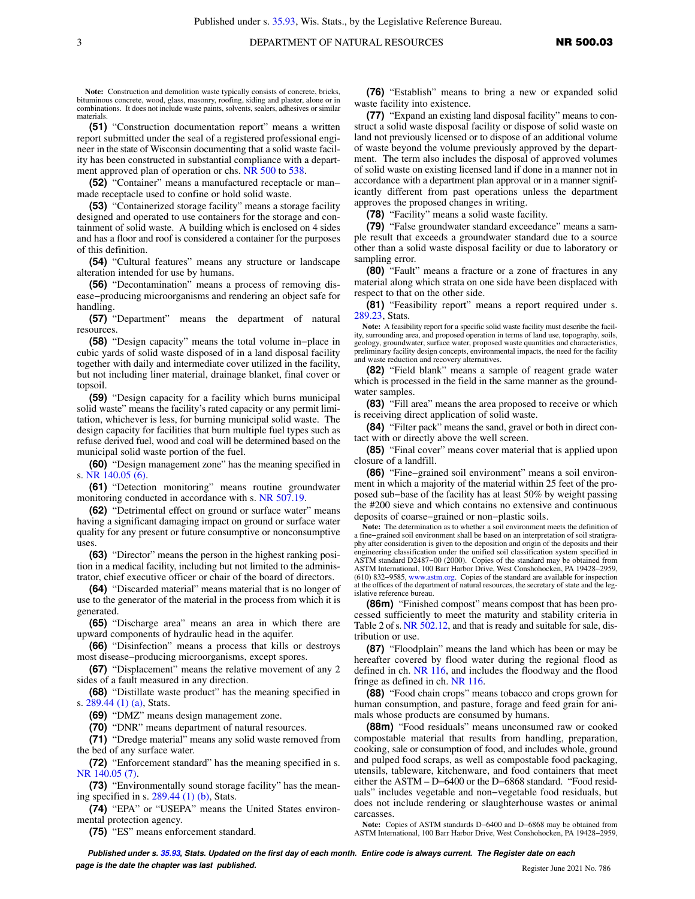**Note:** Construction and demolition waste typically consists of concrete, bricks, bituminous concrete, wood, glass, masonry, roofing, siding and plaster, alone or in combinations. It does not include waste paints, solvents, sealers, adhesives or similar materials.

**(51)** "Construction documentation report" means a written report submitted under the seal of a registered professional engineer in the state of Wisconsin documenting that a solid waste facility has been constructed in substantial compliance with a department approved plan of operation or chs. NR 500 to 538.

**(52)** "Container" means a manufactured receptacle or man-made receptacle used to confine or hold solid waste.

**(53)** "Containerized storage facility" means a storage facility designed and operated to use containers for the storage and containment of solid waste. A building which is enclosed on 4 sides and has a floor and roof is considered a container for the purposes of this definition.

**(54)** "Cultural features" means any structure or landscape alteration intended for use by humans.

**(56)** "Decontamination" means a process of removing disease-producing microorganisms and rendering an object safe for handling.

**(57)** "Department" means the department of natural resources.

**(58)** "Design capacity" means the total volume in-place in cubic yards of solid waste disposed of in a land disposal facility together with daily and intermediate cover utilized in the facility, but not including liner material, drainage blanket, final cover or topsoil.

**(59)** "Design capacity for a facility which burns municipal solid waste" means the facility's rated capacity or any permit limitation, whichever is less, for burning municipal solid waste. The design capacity for facilities that burn multiple fuel types such as refuse derived fuel, wood and coal will be determined based on the municipal solid waste portion of the fuel.

**(60)** "Design management zone" has the meaning specified in s. NR 140.05 (6).

**(61)** "Detection monitoring" means routine groundwater monitoring conducted in accordance with s. NR 507.19.

**(62)** "Detrimental effect on ground or surface water" means having a significant damaging impact on ground or surface water quality for any present or future consumptive or nonconsumptive uses.

**(63)** "Director" means the person in the highest ranking position in a medical facility, including but not limited to the administrator, chief executive officer or chair of the board of directors.

**(64)** "Discarded material" means material that is no longer of use to the generator of the material in the process from which it is generated.

**(65)** "Discharge area" means an area in which there are upward components of hydraulic head in the aquifer.

**(66)** "Disinfection" means a process that kills or destroys most disease-producing microorganisms, except spores.

**(67)** "Displacement" means the relative movement of any 2 sides of a fault measured in any direction.

**(68)** "Distillate waste product" has the meaning specified in s. 289.44 (1) (a), Stats.

**(69)** "DMZ" means design management zone.

**(70)** "DNR" means department of natural resources.

**(71)** "Dredge material" means any solid waste removed from the bed of any surface water.

**(72)** "Enforcement standard" has the meaning specified in s. NR 140.05 (7).

**(73)** "Environmentally sound storage facility" has the meaning specified in s. 289.44 (1) (b), Stats.

**(74)** "EPA" or "USEPA" means the United States environmental protection agency.

**(75)** "ES" means enforcement standard.

**(76)** "Establish" means to bring a new or expanded solid waste facility into existence.

**(77)** "Expand an existing land disposal facility" means to construct a solid waste disposal facility or dispose of solid waste on land not previously licensed or to dispose of an additional volume of waste beyond the volume previously approved by the department. The term also includes the disposal of approved volumes of solid waste on existing licensed land if done in a manner not in accordance with a department plan approval or in a manner significantly different from past operations unless the department approves the proposed changes in writing.

**(78)** "Facility" means a solid waste facility.

**(79)** "False groundwater standard exceedance" means a sample result that exceeds a groundwater standard due to a source other than a solid waste disposal facility or due to laboratory or sampling error.

**(80)** "Fault" means a fracture or a zone of fractures in any material along which strata on one side have been displaced with respect to that on the other side.

**(81)** "Feasibility report" means a report required under s. 289.23, Stats.

**Note:** A feasibility report for a specific solid waste facility must describe the facility, surrounding area, and proposed operation in terms of land use, topography, soils, geology, groundwater, surface water, proposed waste quantities and characteristics, preliminary facility design concepts, environmental impacts, the need for the facility and waste reduction and recovery alternatives.

**(82)** "Field blank" means a sample of reagent grade water which is processed in the field in the same manner as the groundwater samples.

**(83)** "Fill area" means the area proposed to receive or which is receiving direct application of solid waste.

**(84)** "Filter pack" means the sand, gravel or both in direct contact with or directly above the well screen.

**(85)** "Final cover" means cover material that is applied upon closure of a landfill.

**(86)** "Fine-grained soil environment" means a soil environment in which a majority of the material within 25 feet of the proposed sub-base of the facility has at least 50% by weight passing the #200 sieve and which contains no extensive and continuous deposits of coarse-grained or non-plastic soils.

**Note:** The determination as to whether a soil environment meets the definition of a fine-grained soil environment shall be based on an interpretation of soil stratigraphy after consideration is given to the deposition and origin of the deposits and their engineering classification under the unified soil classification system specified in ASTM standard D2487-00 (2000). Copies of the standard may be obtained from ASTM International, 100 Barr Harbor Drive, West Conshohocken, PA 19428-2959, (610) 832-9585, www.astm.org. Copies of the standard are available for inspection at the offices of the department of natural resources, the secretary of state and the legislative reference bureau.

**(86m)** "Finished compost" means compost that has been processed sufficiently to meet the maturity and stability criteria in Table 2 of s. NR 502.12, and that is ready and suitable for sale, distribution or use.

**(87)** "Floodplain" means the land which has been or may be hereafter covered by flood water during the regional flood as defined in ch. NR 116, and includes the floodway and the flood fringe as defined in ch. NR 116.

**(88)** "Food chain crops" means tobacco and crops grown for human consumption, and pasture, forage and feed grain for animals whose products are consumed by humans.

**(88m)** "Food residuals" means unconsumed raw or cooked compostable material that results from handling, preparation, cooking, sale or consumption of food, and includes whole, ground and pulped food scraps, as well as compostable food packaging, utensils, tableware, kitchenware, and food containers that meet either the ASTM – D-6400 or the D-6868 standard. "Food residuals" includes vegetable and non-vegetable food residuals, but does not include rendering or slaughterhouse wastes or animal carcasses.

**Note:** Copies of ASTM standards D-6400 and D-6868 may be obtained from ASTM International, 100 Barr Harbor Drive, West Conshohocken, PA 19428-2959,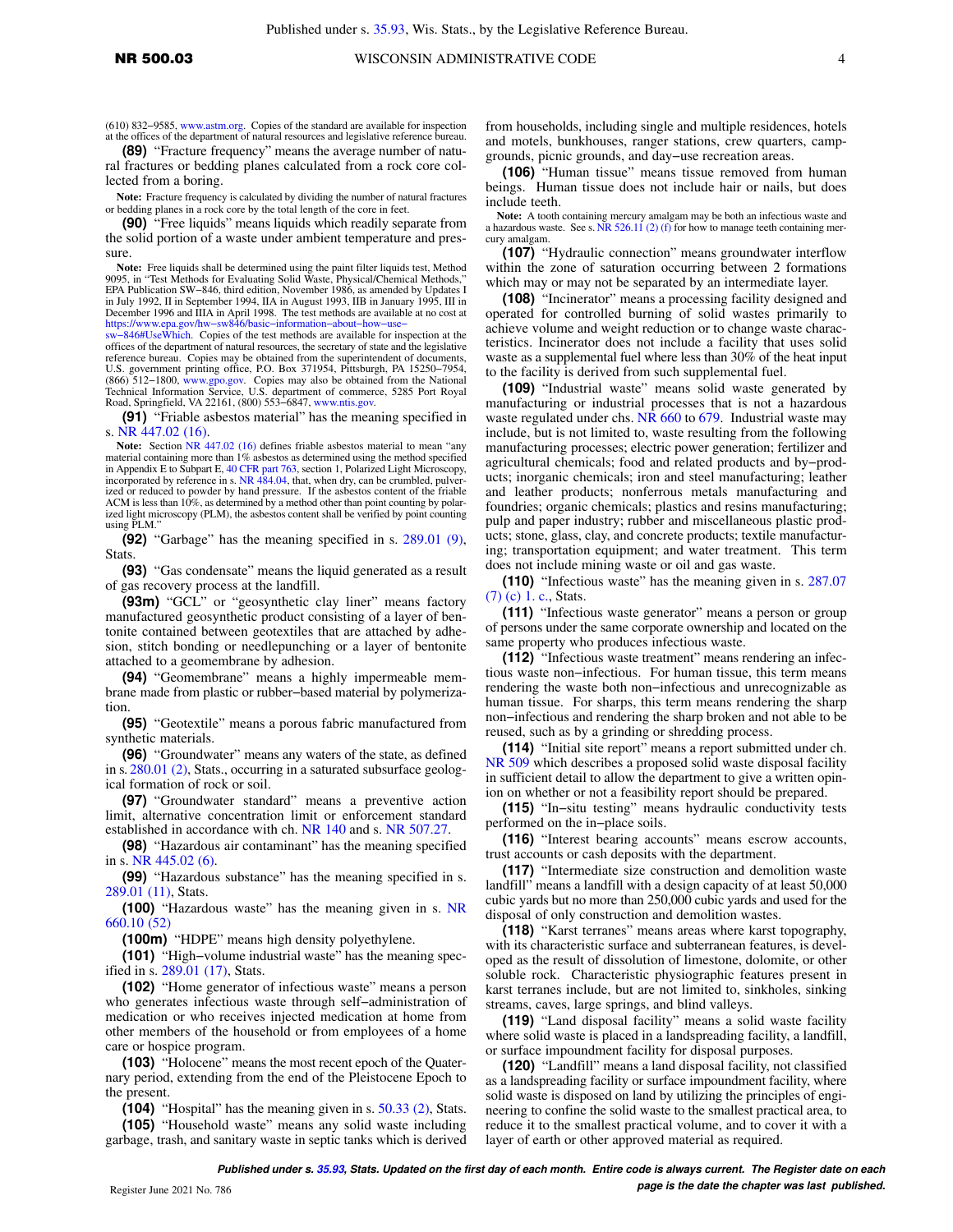(610) 832−9585, www.astm.org. Copies of the standard are available for inspection at the offices of the department of natural resources and legislative reference bureau.

**(89)** "Fracture frequency" means the average number of natural fractures or bedding planes calculated from a rock core collected from a boring.

**Note:** Fracture frequency is calculated by dividing the number of natural fractures or bedding planes in a rock core by the total length of the core in feet.

**(90)** "Free liquids" means liquids which readily separate from the solid portion of a waste under ambient temperature and pressure.

**Note:** Free liquids shall be determined using the paint filter liquids test, Method 9095, in "Test Methods for Evaluating Solid Waste, Physical/Chemical Methods," EPA Publication SW−846, third edition, November 1986, as amended by Updates I in July 1992, II in September 1994, IIA in August 1993, IIB in January 1995, III in December 1996 and IIIA in April 1998. The test methods are available at no cost at https://www.epa.gov/hw−sw846/basic−information−about−how−use−sw−846#UseWhich. Copies of the test methods are available for inspection at the offices of the department of natural resources, the secretary of state and the legislative reference bureau. Copies may be obtained from the superintendent of documents, U.S. government printing office, P.O. Box 371954, Pittsburgh, PA 15250−7954, (866) 512−1800, www.gpo.gov. Copies may also be obtained from the National Technical Information Service, U.S. department of commerce, 5285 Port Royal Road, Springfield, VA 22161, (800) 553−6847, www.ntis.gov.

**(91)** "Friable asbestos material" has the meaning specified in s. NR 447.02 (16).

**Note:** Section NR 447.02 (16) defines friable asbestos material to mean "any material containing more than 1% asbestos as determined using the method specified in Appendix E to Subpart E, 40 CFR part 763, section 1, Polarized Light Microscopy, incorporated by reference in s. NR 484.04, that, when dry, can be crumbled, pulverized or reduced to powder by hand pressure. If the asbestos content of the friable ACM is less than 10%, as determined by a method other than point counting by polarized light microscopy (PLM), the asbestos content shall be verified by point counting using PLM."

**(92)** "Garbage" has the meaning specified in s. 289.01 (9), Stats.

**(93)** "Gas condensate" means the liquid generated as a result of gas recovery process at the landfill.

**(93m)** "GCL" or "geosynthetic clay liner" means factory manufactured geosynthetic product consisting of a layer of bentonite contained between geotextiles that are attached by adhesion, stitch bonding or needlepunching or a layer of bentonite attached to a geomembrane by adhesion.

**(94)** "Geomembrane" means a highly impermeable membrane made from plastic or rubber−based material by polymerization.

**(95)** "Geotextile" means a porous fabric manufactured from synthetic materials.

**(96)** "Groundwater" means any waters of the state, as defined in s. 280.01 (2), Stats., occurring in a saturated subsurface geological formation of rock or soil.

**(97)** "Groundwater standard" means a preventive action limit, alternative concentration limit or enforcement standard established in accordance with ch. NR 140 and s. NR 507.27.

**(98)** "Hazardous air contaminant" has the meaning specified in s. NR 445.02 (6).

**(99)** "Hazardous substance" has the meaning specified in s. 289.01 (11), Stats.

**(100)** "Hazardous waste" has the meaning given in s. NR 660.10 (52)

**(100m)** "HDPE" means high density polyethylene.

**(101)** "High−volume industrial waste" has the meaning specified in s. 289.01 (17), Stats.

**(102)** "Home generator of infectious waste" means a person who generates infectious waste through self−administration of medication or who receives injected medication at home from other members of the household or from employees of a home care or hospice program.

**(103)** "Holocene" means the most recent epoch of the Quaternary period, extending from the end of the Pleistocene Epoch to the present.

**(104)** "Hospital" has the meaning given in s. 50.33 (2), Stats.

**(105)** "Household waste" means any solid waste including garbage, trash, and sanitary waste in septic tanks which is derived from households, including single and multiple residences, hotels and motels, bunkhouses, ranger stations, crew quarters, campgrounds, picnic grounds, and day−use recreation areas.

**(106)** "Human tissue" means tissue removed from human beings. Human tissue does not include hair or nails, but does include teeth.

**Note:** A tooth containing mercury amalgam may be both an infectious waste and a hazardous waste. See s. NR 526.11 (2) (f) for how to manage teeth containing mercury amalgam.

**(107)** "Hydraulic connection" means groundwater interflow within the zone of saturation occurring between 2 formations which may or may not be separated by an intermediate layer.

**(108)** "Incinerator" means a processing facility designed and operated for controlled burning of solid wastes primarily to achieve volume and weight reduction or to change waste characteristics. Incinerator does not include a facility that uses solid waste as a supplemental fuel where less than 30% of the heat input to the facility is derived from such supplemental fuel.

**(109)** "Industrial waste" means solid waste generated by manufacturing or industrial processes that is not a hazardous waste regulated under chs. NR 660 to 679. Industrial waste may include, but is not limited to, waste resulting from the following manufacturing processes; electric power generation; fertilizer and agricultural chemicals; food and related products and by−products; inorganic chemicals; iron and steel manufacturing; leather and leather products; nonferrous metals manufacturing and foundries; organic chemicals; plastics and resins manufacturing; pulp and paper industry; rubber and miscellaneous plastic products; stone, glass, clay, and concrete products; textile manufacturing; transportation equipment; and water treatment. This term does not include mining waste or oil and gas waste.

**(110)** "Infectious waste" has the meaning given in s. 287.07 (7) (c) 1. c., Stats.

**(111)** "Infectious waste generator" means a person or group of persons under the same corporate ownership and located on the same property who produces infectious waste.

**(112)** "Infectious waste treatment" means rendering an infectious waste non−infectious. For human tissue, this term means rendering the waste both non−infectious and unrecognizable as human tissue. For sharps, this term means rendering the sharp non−infectious and rendering the sharp broken and not able to be reused, such as by a grinding or shredding process.

**(114)** "Initial site report" means a report submitted under ch. NR 509 which describes a proposed solid waste disposal facility in sufficient detail to allow the department to give a written opinion on whether or not a feasibility report should be prepared.

**(115)** "In−situ testing" means hydraulic conductivity tests performed on the in−place soils.

**(116)** "Interest bearing accounts" means escrow accounts, trust accounts or cash deposits with the department.

**(117)** "Intermediate size construction and demolition waste landfill" means a landfill with a design capacity of at least 50,000 cubic yards but no more than 250,000 cubic yards and used for the disposal of only construction and demolition wastes.

**(118)** "Karst terranes" means areas where karst topography, with its characteristic surface and subterranean features, is developed as the result of dissolution of limestone, dolomite, or other soluble rock. Characteristic physiographic features present in karst terranes include, but are not limited to, sinkholes, sinking streams, caves, large springs, and blind valleys.

**(119)** "Land disposal facility" means a solid waste facility where solid waste is placed in a landspreading facility, a landfill, or surface impoundment facility for disposal purposes.

**(120)** "Landfill" means a land disposal facility, not classified as a landspreading facility or surface impoundment facility, where solid waste is disposed on land by utilizing the principles of engineering to confine the solid waste to the smallest practical area, to reduce it to the smallest practical volume, and to cover it with a layer of earth or other approved material as required.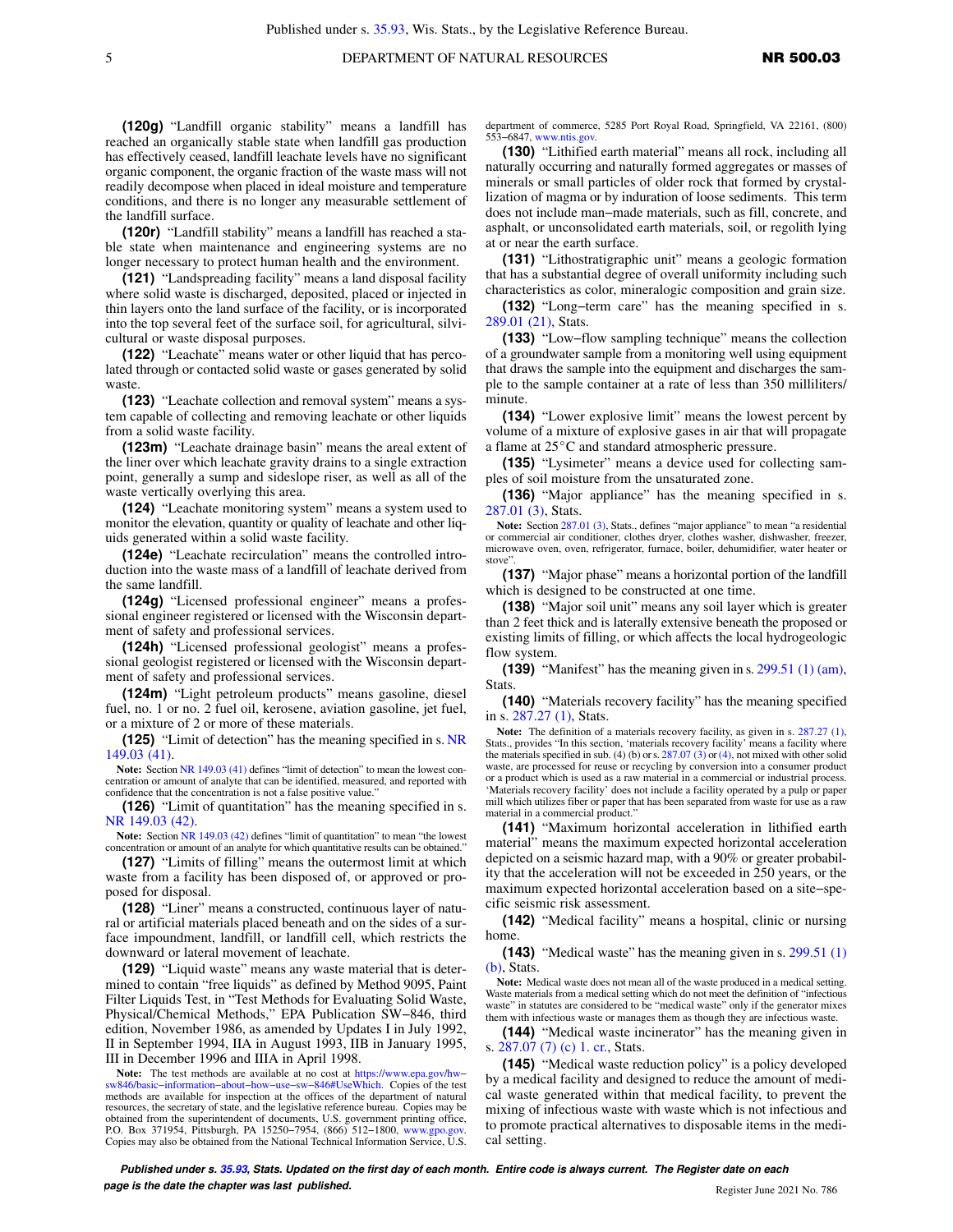**(120g)** "Landfill organic stability" means a landfill has reached an organically stable state when landfill gas production has effectively ceased, landfill leachate levels have no significant organic component, the organic fraction of the waste mass will not readily decompose when placed in ideal moisture and temperature conditions, and there is no longer any measurable settlement of the landfill surface.

**(120r)** "Landfill stability" means a landfill has reached a stable state when maintenance and engineering systems are no longer necessary to protect human health and the environment.

**(121)** "Landspreading facility" means a land disposal facility where solid waste is discharged, deposited, placed or injected in thin layers onto the land surface of the facility, or is incorporated into the top several feet of the surface soil, for agricultural, silvicultural or waste disposal purposes.

**(122)** "Leachate" means water or other liquid that has percolated through or contacted solid waste or gases generated by solid waste.

**(123)** "Leachate collection and removal system" means a system capable of collecting and removing leachate or other liquids from a solid waste facility.

**(123m)** "Leachate drainage basin" means the areal extent of the liner over which leachate gravity drains to a single extraction point, generally a sump and sideslope riser, as well as all of the waste vertically overlying this area.

**(124)** "Leachate monitoring system" means a system used to monitor the elevation, quantity or quality of leachate and other liquids generated within a solid waste facility.

**(124e)** "Leachate recirculation" means the controlled introduction into the waste mass of a landfill of leachate derived from the same landfill.

**(124g)** "Licensed professional engineer" means a professional engineer registered or licensed with the Wisconsin department of safety and professional services.

**(124h)** "Licensed professional geologist" means a professional geologist registered or licensed with the Wisconsin department of safety and professional services.

**(124m)** "Light petroleum products" means gasoline, diesel fuel, no. 1 or no. 2 fuel oil, kerosene, aviation gasoline, jet fuel, or a mixture of 2 or more of these materials.

**(125)** "Limit of detection" has the meaning specified in s. NR 149.03 (41).

Note: Section NR 149.03 (41) defines "limit of detection" to mean the lowest concentration or amount of analyte that can be identified, measured, and reported with confidence that the concentration is not a false positive value."

**(126)** "Limit of quantitation" has the meaning specified in s. NR 149.03 (42).

Note: Section NR 149.03 (42) defines "limit of quantitation" to mean "the lowest concentration or amount of an analyte for which quantitative results can be obtained."

**(127)** "Limits of filling" means the outermost limit at which waste from a facility has been disposed of, or approved or proposed for disposal.

**(128)** "Liner" means a constructed, continuous layer of natural or artificial materials placed beneath and on the sides of a surface impoundment, landfill, or landfill cell, which restricts the downward or lateral movement of leachate.

**(129)** "Liquid waste" means any waste material that is determined to contain "free liquids" as defined by Method 9095, Paint Filter Liquids Test, in "Test Methods for Evaluating Solid Waste, Physical/Chemical Methods," EPA Publication SW−846, third edition, November 1986, as amended by Updates I in July 1992, II in September 1994, IIA in August 1993, IIB in January 1995, III in December 1996 and IIIA in April 1998.

Note: The test methods are available at no cost at https://www.epa.gov/hw−sw846/basic−information−about−how−use−sw−846#UseWhich. Copies of the test methods are available for inspection at the offices of the department of natural resources, the secretary of state, and the legislative reference bureau. Copies may be obtained from the superintendent of documents, U.S. government printing office, P.O. Box 371954, Pittsburgh, PA 15250−7954, (866) 512−1800, www.gpo.gov. Copies may also be obtained from the National Technical Information Service, U.S. department of commerce, 5285 Port Royal Road, Springfield, VA 22161, (800) 553−6847, www.ntis.gov.

**(130)** "Lithified earth material" means all rock, including all naturally occurring and naturally formed aggregates or masses of minerals or small particles of older rock that formed by crystallization of magma or by induration of loose sediments. This term does not include man−made materials, such as fill, concrete, and asphalt, or unconsolidated earth materials, soil, or regolith lying at or near the earth surface.

**(131)** "Lithostratigraphic unit" means a geologic formation that has a substantial degree of overall uniformity including such characteristics as color, mineralogic composition and grain size.

**(132)** "Long−term care" has the meaning specified in s. 289.01 (21), Stats.

**(133)** "Low−flow sampling technique" means the collection of a groundwater sample from a monitoring well using equipment that draws the sample into the equipment and discharges the sample to the sample container at a rate of less than 350 milliliters/minute.

**(134)** "Lower explosive limit" means the lowest percent by volume of a mixture of explosive gases in air that will propagate a flame at 25°C and standard atmospheric pressure.

**(135)** "Lysimeter" means a device used for collecting samples of soil moisture from the unsaturated zone.

**(136)** "Major appliance" has the meaning specified in s. 287.01 (3), Stats.

Note: Section 287.01 (3), Stats., defines "major appliance" to mean "a residential or commercial air conditioner, clothes dryer, clothes washer, dishwasher, freezer, microwave oven, oven, refrigerator, furnace, boiler, dehumidifier, water heater or stove".

**(137)** "Major phase" means a horizontal portion of the landfill which is designed to be constructed at one time.

**(138)** "Major soil unit" means any soil layer which is greater than 2 feet thick and is laterally extensive beneath the proposed or existing limits of filling, or which affects the local hydrogeologic flow system.

**(139)** "Manifest" has the meaning given in s. 299.51 (1) (am), Stats.

**(140)** "Materials recovery facility" has the meaning specified in s. 287.27 (1), Stats.

Note: The definition of a materials recovery facility, as given in s. 287.27 (1), Stats., provides "In this section, 'materials recovery facility' means a facility where the materials specified in sub. (4) (b) or s. 287.07 (3) or (4), not mixed with other solid waste, are processed for reuse or recycling by conversion into a consumer product or a product which is used as a raw material in a commercial or industrial process. 'Materials recovery facility' does not include a facility operated by a pulp or paper mill which utilizes fiber or paper that has been separated from waste for use as a raw material in a commercial product."

**(141)** "Maximum horizontal acceleration in lithified earth material" means the maximum expected horizontal acceleration depicted on a seismic hazard map, with a 90% or greater probability that the acceleration will not be exceeded in 250 years, or the maximum expected horizontal acceleration based on a site−specific seismic risk assessment.

**(142)** "Medical facility" means a hospital, clinic or nursing home.

**(143)** "Medical waste" has the meaning given in s. 299.51 (1) (b), Stats.

Note: Medical waste does not mean all of the waste produced in a medical setting. Waste materials from a medical setting which do not meet the definition of "infectious waste" in statutes are considered to be "medical waste" only if the generator mixes them with infectious waste or manages them as though they are infectious waste.

**(144)** "Medical waste incinerator" has the meaning given in s. 287.07 (7) (c) 1. cr., Stats.

**(145)** "Medical waste reduction policy" is a policy developed by a medical facility and designed to reduce the amount of medical waste generated within that medical facility, to prevent the mixing of infectious waste with waste which is not infectious and to promote practical alternatives to disposable items in the medical setting.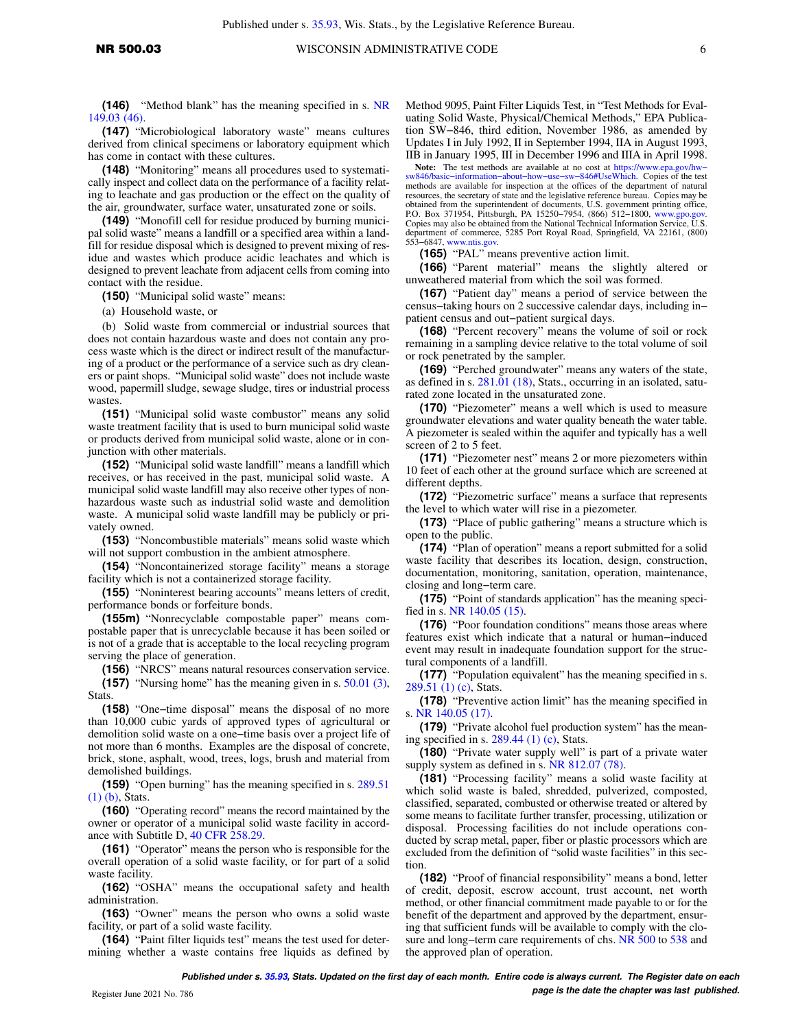**(146)** "Method blank" has the meaning specified in s. NR 149.03 (46).

**(147)** "Microbiological laboratory waste" means cultures derived from clinical specimens or laboratory equipment which has come in contact with these cultures.

**(148)** "Monitoring" means all procedures used to systematically inspect and collect data on the performance of a facility relating to leachate and gas production or the effect on the quality of the air, groundwater, surface water, unsaturated zone or soils.

**(149)** "Monofill cell for residue produced by burning municipal solid waste" means a landfill or a specified area within a landfill for residue disposal which is designed to prevent mixing of residue and wastes which produce acidic leachates and which is designed to prevent leachate from adjacent cells from coming into contact with the residue.

**(150)** "Municipal solid waste" means:

(a) Household waste, or

(b) Solid waste from commercial or industrial sources that does not contain hazardous waste and does not contain any process waste which is the direct or indirect result of the manufacturing of a product or the performance of a service such as dry cleaners or paint shops. "Municipal solid waste" does not include waste wood, papermill sludge, sewage sludge, tires or industrial process wastes.

**(151)** "Municipal solid waste combustor" means any solid waste treatment facility that is used to burn municipal solid waste or products derived from municipal solid waste, alone or in conjunction with other materials.

**(152)** "Municipal solid waste landfill" means a landfill which receives, or has received in the past, municipal solid waste. A municipal solid waste landfill may also receive other types of nonhazardous waste such as industrial solid waste and demolition waste. A municipal solid waste landfill may be publicly or privately owned.

**(153)** "Noncombustible materials" means solid waste which will not support combustion in the ambient atmosphere.

**(154)** "Noncontainerized storage facility" means a storage facility which is not a containerized storage facility.

**(155)** "Noninterest bearing accounts" means letters of credit, performance bonds or forfeiture bonds.

**(155m)** "Nonrecyclable compostable paper" means compostable paper that is unrecyclable because it has been soiled or is not of a grade that is acceptable to the local recycling program serving the place of generation.

**(156)** "NRCS" means natural resources conservation service.

**(157)** "Nursing home" has the meaning given in s. 50.01 (3), Stats.

**(158)** "One−time disposal" means the disposal of no more than 10,000 cubic yards of approved types of agricultural or demolition solid waste on a one−time basis over a project life of not more than 6 months. Examples are the disposal of concrete, brick, stone, asphalt, wood, trees, logs, brush and material from demolished buildings.

**(159)** "Open burning" has the meaning specified in s. 289.51 (1) (b), Stats.

**(160)** "Operating record" means the record maintained by the owner or operator of a municipal solid waste facility in accordance with Subtitle D, 40 CFR 258.29.

**(161)** "Operator" means the person who is responsible for the overall operation of a solid waste facility, or for part of a solid waste facility.

**(162)** "OSHA" means the occupational safety and health administration.

**(163)** "Owner" means the person who owns a solid waste facility, or part of a solid waste facility.

**(164)** "Paint filter liquids test" means the test used for determining whether a waste contains free liquids as defined by Method 9095, Paint Filter Liquids Test, in "Test Methods for Evaluating Solid Waste, Physical/Chemical Methods," EPA Publication SW−846, third edition, November 1986, as amended by Updates I in July 1992, II in September 1994, IIA in August 1993, IIB in January 1995, III in December 1996 and IIIA in April 1998.

**Note:** The test methods are available at no cost at https://www.epa.gov/hw−sw846/basic−information−about−how−use−sw−846#UseWhich. Copies of the test methods are available for inspection at the offices of the department of natural resources, the secretary of state and the legislative reference bureau. Copies may be obtained from the superintendent of documents, U.S. government printing office, P.O. Box 371954, Pittsburgh, PA 15250−7954, (866) 512−1800, www.gpo.gov. Copies may also be obtained from the National Technical Information Service, U.S. department of commerce, 5285 Port Royal Road, Springfield, VA 22161, (800) 553−6847, www.ntis.gov.

**(165)** "PAL" means preventive action limit.

**(166)** "Parent material" means the slightly altered or unweathered material from which the soil was formed.

**(167)** "Patient day" means a period of service between the census−taking hours on 2 successive calendar days, including in−patient census and out−patient surgical days.

**(168)** "Percent recovery" means the volume of soil or rock remaining in a sampling device relative to the total volume of soil or rock penetrated by the sampler.

**(169)** "Perched groundwater" means any waters of the state, as defined in s. 281.01 (18), Stats., occurring in an isolated, saturated zone located in the unsaturated zone.

**(170)** "Piezometer" means a well which is used to measure groundwater elevations and water quality beneath the water table. A piezometer is sealed within the aquifer and typically has a well screen of 2 to 5 feet.

**(171)** "Piezometer nest" means 2 or more piezometers within 10 feet of each other at the ground surface which are screened at different depths.

**(172)** "Piezometric surface" means a surface that represents the level to which water will rise in a piezometer.

**(173)** "Place of public gathering" means a structure which is open to the public.

**(174)** "Plan of operation" means a report submitted for a solid waste facility that describes its location, design, construction, documentation, monitoring, sanitation, operation, maintenance, closing and long−term care.

**(175)** "Point of standards application" has the meaning specified in s. NR 140.05 (15).

**(176)** "Poor foundation conditions" means those areas where features exist which indicate that a natural or human−induced event may result in inadequate foundation support for the structural components of a landfill.

**(177)** "Population equivalent" has the meaning specified in s. 289.51 (1) (c), Stats.

**(178)** "Preventive action limit" has the meaning specified in s. NR 140.05 (17).

**(179)** "Private alcohol fuel production system" has the meaning specified in s. 289.44 (1) (c), Stats.

**(180)** "Private water supply well" is part of a private water supply system as defined in s. NR 812.07 (78).

**(181)** "Processing facility" means a solid waste facility at which solid waste is baled, shredded, pulverized, composted, classified, separated, combusted or otherwise treated or altered by some means to facilitate further transfer, processing, utilization or disposal. Processing facilities do not include operations conducted by scrap metal, paper, fiber or plastic processors which are excluded from the definition of "solid waste facilities" in this section.

**(182)** "Proof of financial responsibility" means a bond, letter of credit, deposit, escrow account, trust account, net worth method, or other financial commitment made payable to or for the benefit of the department and approved by the department, ensuring that sufficient funds will be available to comply with the closure and long−term care requirements of chs. NR 500 to 538 and the approved plan of operation.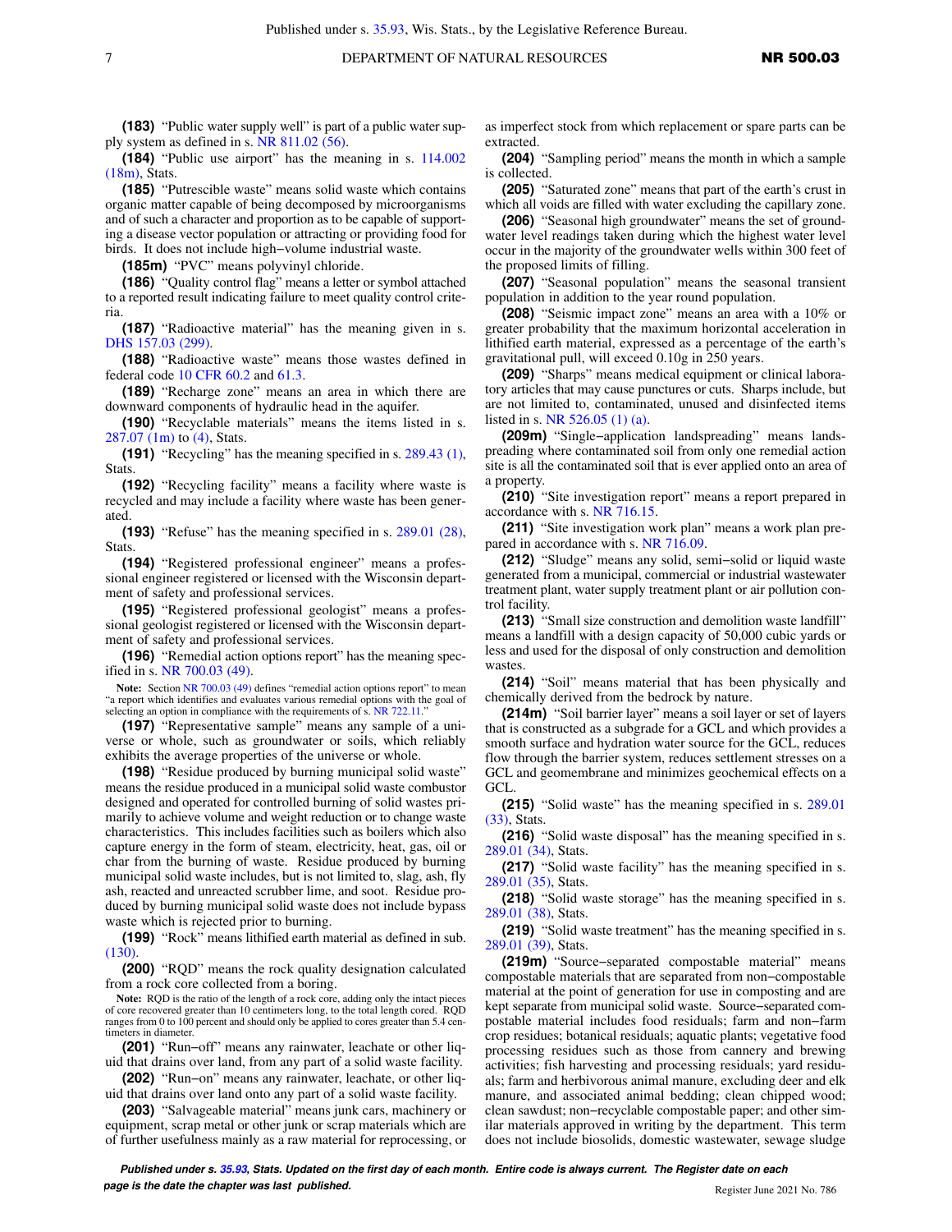**(183)** "Public water supply well" is part of a public water supply system as defined in s. NR 811.02 (56).

**(184)** "Public use airport" has the meaning in s. 114.002 (18m), Stats.

**(185)** "Putrescible waste" means solid waste which contains organic matter capable of being decomposed by microorganisms and of such a character and proportion as to be capable of supporting a disease vector population or attracting or providing food for birds. It does not include high−volume industrial waste.

**(185m)** "PVC" means polyvinyl chloride.

**(186)** "Quality control flag" means a letter or symbol attached to a reported result indicating failure to meet quality control criteria.

**(187)** "Radioactive material" has the meaning given in s. DHS 157.03 (299).

**(188)** "Radioactive waste" means those wastes defined in federal code 10 CFR 60.2 and 61.3.

**(189)** "Recharge zone" means an area in which there are downward components of hydraulic head in the aquifer.

**(190)** "Recyclable materials" means the items listed in s. 287.07 (1m) to (4), Stats.

**(191)** "Recycling" has the meaning specified in s. 289.43 (1), Stats.

**(192)** "Recycling facility" means a facility where waste is recycled and may include a facility where waste has been generated.

**(193)** "Refuse" has the meaning specified in s. 289.01 (28), Stats.

**(194)** "Registered professional engineer" means a professional engineer registered or licensed with the Wisconsin department of safety and professional services.

**(195)** "Registered professional geologist" means a professional geologist registered or licensed with the Wisconsin department of safety and professional services.

**(196)** "Remedial action options report" has the meaning specified in s. NR 700.03 (49).

**Note:** Section NR 700.03 (49) defines "remedial action options report" to mean "a report which identifies and evaluates various remedial options with the goal of selecting an option in compliance with the requirements of s. NR 722.11."

**(197)** "Representative sample" means any sample of a universe or whole, such as groundwater or soils, which reliably exhibits the average properties of the universe or whole.

**(198)** "Residue produced by burning municipal solid waste" means the residue produced in a municipal solid waste combustor designed and operated for controlled burning of solid wastes primarily to achieve volume and weight reduction or to change waste characteristics. This includes facilities such as boilers which also capture energy in the form of steam, electricity, heat, gas, oil or char from the burning of waste. Residue produced by burning municipal solid waste includes, but is not limited to, slag, ash, fly ash, reacted and unreacted scrubber lime, and soot. Residue produced by burning municipal solid waste does not include bypass waste which is rejected prior to burning.

**(199)** "Rock" means lithified earth material as defined in sub. (130).

**(200)** "RQD" means the rock quality designation calculated from a rock core collected from a boring.

**Note:** RQD is the ratio of the length of a rock core, adding only the intact pieces of core recovered greater than 10 centimeters long, to the total length cored. RQD ranges from 0 to 100 percent and should only be applied to cores greater than 5.4 centimeters in diameter.

**(201)** "Run−off" means any rainwater, leachate or other liquid that drains over land, from any part of a solid waste facility.

**(202)** "Run−on" means any rainwater, leachate, or other liquid that drains over land onto any part of a solid waste facility.

**(203)** "Salvageable material" means junk cars, machinery or equipment, scrap metal or other junk or scrap materials which are of further usefulness mainly as a raw material for reprocessing, or as imperfect stock from which replacement or spare parts can be extracted.

**(204)** "Sampling period" means the month in which a sample is collected.

**(205)** "Saturated zone" means that part of the earth's crust in which all voids are filled with water excluding the capillary zone.

**(206)** "Seasonal high groundwater" means the set of groundwater level readings taken during which the highest water level occur in the majority of the groundwater wells within 300 feet of the proposed limits of filling.

**(207)** "Seasonal population" means the seasonal transient population in addition to the year round population.

**(208)** "Seismic impact zone" means an area with a 10% or greater probability that the maximum horizontal acceleration in lithified earth material, expressed as a percentage of the earth's gravitational pull, will exceed 0.10g in 250 years.

**(209)** "Sharps" means medical equipment or clinical laboratory articles that may cause punctures or cuts. Sharps include, but are not limited to, contaminated, unused and disinfected items listed in s. NR 526.05 (1) (a).

**(209m)** "Single−application landspreading" means landspreading where contaminated soil from only one remedial action site is all the contaminated soil that is ever applied onto an area of a property.

**(210)** "Site investigation report" means a report prepared in accordance with s. NR 716.15.

**(211)** "Site investigation work plan" means a work plan prepared in accordance with s. NR 716.09.

**(212)** "Sludge" means any solid, semi−solid or liquid waste generated from a municipal, commercial or industrial wastewater treatment plant, water supply treatment plant or air pollution control facility.

**(213)** "Small size construction and demolition waste landfill" means a landfill with a design capacity of 50,000 cubic yards or less and used for the disposal of only construction and demolition wastes.

**(214)** "Soil" means material that has been physically and chemically derived from the bedrock by nature.

**(214m)** "Soil barrier layer" means a soil layer or set of layers that is constructed as a subgrade for a GCL and which provides a smooth surface and hydration water source for the GCL, reduces flow through the barrier system, reduces settlement stresses on a GCL and geomembrane and minimizes geochemical effects on a GCL.

**(215)** "Solid waste" has the meaning specified in s. 289.01 (33), Stats.

**(216)** "Solid waste disposal" has the meaning specified in s. 289.01 (34), Stats.

**(217)** "Solid waste facility" has the meaning specified in s. 289.01 (35), Stats.

**(218)** "Solid waste storage" has the meaning specified in s. 289.01 (38), Stats.

**(219)** "Solid waste treatment" has the meaning specified in s. 289.01 (39), Stats.

**(219m)** "Source−separated compostable material" means compostable materials that are separated from non−compostable material at the point of generation for use in composting and are kept separate from municipal solid waste. Source−separated compostable material includes food residuals; farm and non−farm crop residues; botanical residuals; aquatic plants; vegetative food processing residues such as those from cannery and brewing activities; fish harvesting and processing residuals; yard residuals; farm and herbivorous animal manure, excluding deer and elk manure, and associated animal bedding; clean chipped wood; clean sawdust; non−recyclable compostable paper; and other similar materials approved in writing by the department. This term does not include biosolids, domestic wastewater, sewage sludge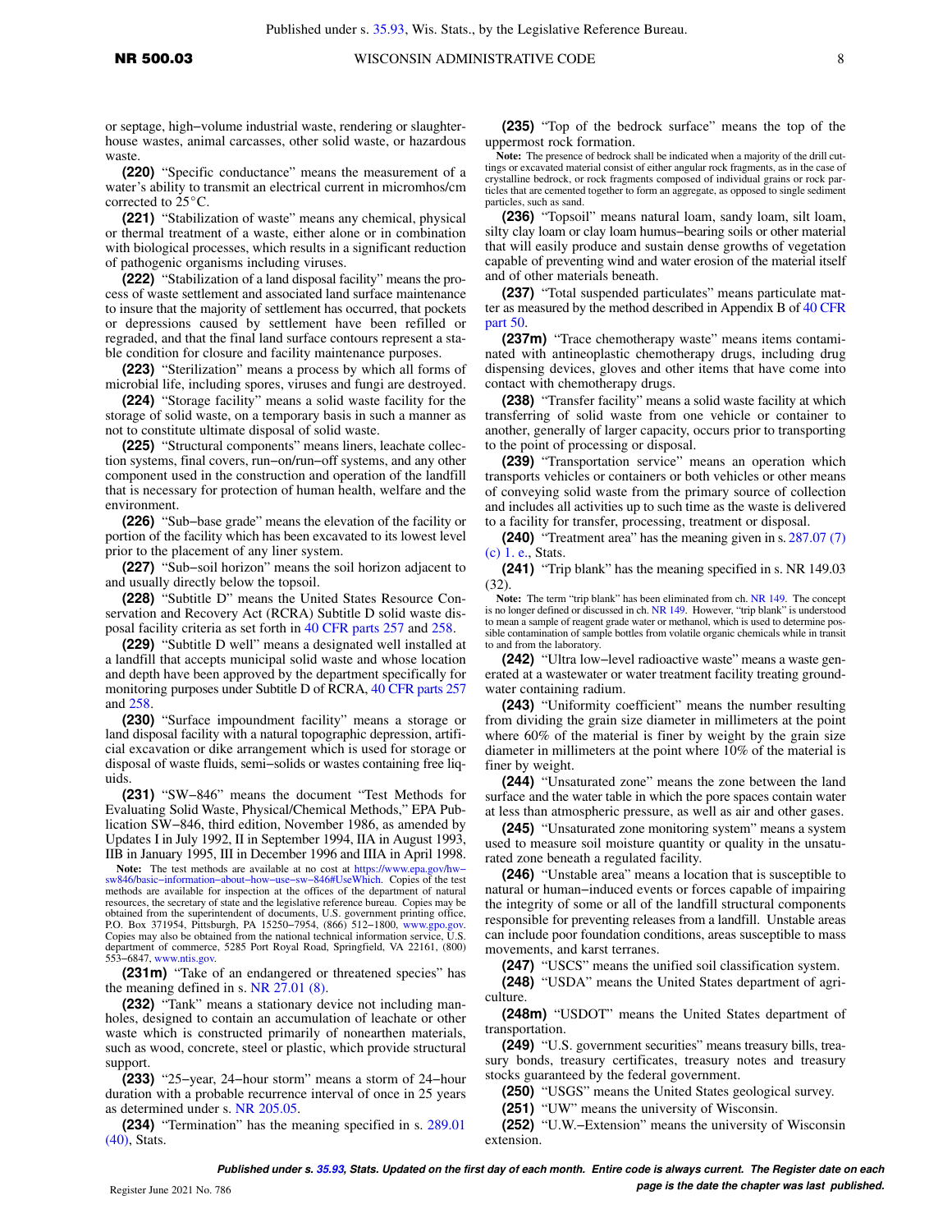or septage, high−volume industrial waste, rendering or slaughter-house wastes, animal carcasses, other solid waste, or hazardous waste.

**(220)** "Specific conductance" means the measurement of a water's ability to transmit an electrical current in micromhos/cm corrected to 25°C.

**(221)** "Stabilization of waste" means any chemical, physical or thermal treatment of a waste, either alone or in combination with biological processes, which results in a significant reduction of pathogenic organisms including viruses.

**(222)** "Stabilization of a land disposal facility" means the process of waste settlement and associated land surface maintenance to insure that the majority of settlement has occurred, that pockets or depressions caused by settlement have been refilled or regraded, and that the final land surface contours represent a stable condition for closure and facility maintenance purposes.

**(223)** "Sterilization" means a process by which all forms of microbial life, including spores, viruses and fungi are destroyed.

**(224)** "Storage facility" means a solid waste facility for the storage of solid waste, on a temporary basis in such a manner as not to constitute ultimate disposal of solid waste.

**(225)** "Structural components" means liners, leachate collection systems, final covers, run−on/run−off systems, and any other component used in the construction and operation of the landfill that is necessary for protection of human health, welfare and the environment.

**(226)** "Sub−base grade" means the elevation of the facility or portion of the facility which has been excavated to its lowest level prior to the placement of any liner system.

**(227)** "Sub−soil horizon" means the soil horizon adjacent to and usually directly below the topsoil.

**(228)** "Subtitle D" means the United States Resource Conservation and Recovery Act (RCRA) Subtitle D solid waste disposal facility criteria as set forth in 40 CFR parts 257 and 258.

**(229)** "Subtitle D well" means a designated well installed at a landfill that accepts municipal solid waste and whose location and depth have been approved by the department specifically for monitoring purposes under Subtitle D of RCRA, 40 CFR parts 257 and 258.

**(230)** "Surface impoundment facility" means a storage or land disposal facility with a natural topographic depression, artificial excavation or dike arrangement which is used for storage or disposal of waste fluids, semi−solids or wastes containing free liquids.

**(231)** "SW−846" means the document "Test Methods for Evaluating Solid Waste, Physical/Chemical Methods," EPA Publication SW−846, third edition, November 1986, as amended by Updates I in July 1992, II in September 1994, IIA in August 1993, IIB in January 1995, III in December 1996 and IIIA in April 1998.

**Note:** The test methods are available at no cost at https://www.epa.gov/hw−sw846/basic−information−about−how−use−sw−846#UseWhich. Copies of the test methods are available for inspection at the offices of the department of natural resources, the secretary of state and the legislative reference bureau. Copies may be obtained from the superintendent of documents, U.S. government printing office, P.O. Box 371954, Pittsburgh, PA 15250−7954, (866) 512−1800, www.gpo.gov. Copies may also be obtained from the national technical information service, U.S. department of commerce, 5285 Port Royal Road, Springfield, VA 22161, (800) 553−6847, www.ntis.gov.

**(231m)** "Take of an endangered or threatened species" has the meaning defined in s. NR 27.01 (8).

**(232)** "Tank" means a stationary device not including manholes, designed to contain an accumulation of leachate or other waste which is constructed primarily of nonearthen materials, such as wood, concrete, steel or plastic, which provide structural support.

**(233)** "25−year, 24−hour storm" means a storm of 24−hour duration with a probable recurrence interval of once in 25 years as determined under s. NR 205.05.

**(234)** "Termination" has the meaning specified in s. 289.01 (40), Stats.

**(235)** "Top of the bedrock surface" means the top of the uppermost rock formation.

**Note:** The presence of bedrock shall be indicated when a majority of the drill cuttings or excavated material consist of either angular rock fragments, as in the case of crystalline bedrock, or rock fragments composed of individual grains or rock particles that are cemented together to form an aggregate, as opposed to single sediment particles, such as sand.

**(236)** "Topsoil" means natural loam, sandy loam, silt loam, silty clay loam or clay loam humus−bearing soils or other material that will easily produce and sustain dense growths of vegetation capable of preventing wind and water erosion of the material itself and of other materials beneath.

**(237)** "Total suspended particulates" means particulate matter as measured by the method described in Appendix B of 40 CFR part 50.

**(237m)** "Trace chemotherapy waste" means items contaminated with antineoplastic chemotherapy drugs, including drug dispensing devices, gloves and other items that have come into contact with chemotherapy drugs.

**(238)** "Transfer facility" means a solid waste facility at which transferring of solid waste from one vehicle or container to another, generally of larger capacity, occurs prior to transporting to the point of processing or disposal.

**(239)** "Transportation service" means an operation which transports vehicles or containers or both vehicles or other means of conveying solid waste from the primary source of collection and includes all activities up to such time as the waste is delivered to a facility for transfer, processing, treatment or disposal.

**(240)** "Treatment area" has the meaning given in s. 287.07 (7) (c) 1. e., Stats.

**(241)** "Trip blank" has the meaning specified in s. NR 149.03 (32).

**Note:** The term "trip blank" has been eliminated from ch. NR 149. The concept is no longer defined or discussed in ch. NR 149. However, "trip blank" is understood to mean a sample of reagent grade water or methanol, which is used to determine possible contamination of sample bottles from volatile organic chemicals while in transit to and from the laboratory.

**(242)** "Ultra low−level radioactive waste" means a waste generated at a wastewater or water treatment facility treating groundwater containing radium.

**(243)** "Uniformity coefficient" means the number resulting from dividing the grain size diameter in millimeters at the point where 60% of the material is finer by weight by the grain size diameter in millimeters at the point where 10% of the material is finer by weight.

**(244)** "Unsaturated zone" means the zone between the land surface and the water table in which the pore spaces contain water at less than atmospheric pressure, as well as air and other gases.

**(245)** "Unsaturated zone monitoring system" means a system used to measure soil moisture quantity or quality in the unsaturated zone beneath a regulated facility.

**(246)** "Unstable area" means a location that is susceptible to natural or human−induced events or forces capable of impairing the integrity of some or all of the landfill structural components responsible for preventing releases from a landfill. Unstable areas can include poor foundation conditions, areas susceptible to mass movements, and karst terranes.

**(247)** "USCS" means the unified soil classification system.

**(248)** "USDA" means the United States department of agriculture.

**(248m)** "USDOT" means the United States department of transportation.

**(249)** "U.S. government securities" means treasury bills, treasury bonds, treasury certificates, treasury notes and treasury stocks guaranteed by the federal government.

**(250)** "USGS" means the United States geological survey.

**(251)** "UW" means the university of Wisconsin.

**(252)** "U.W.−Extension" means the university of Wisconsin extension.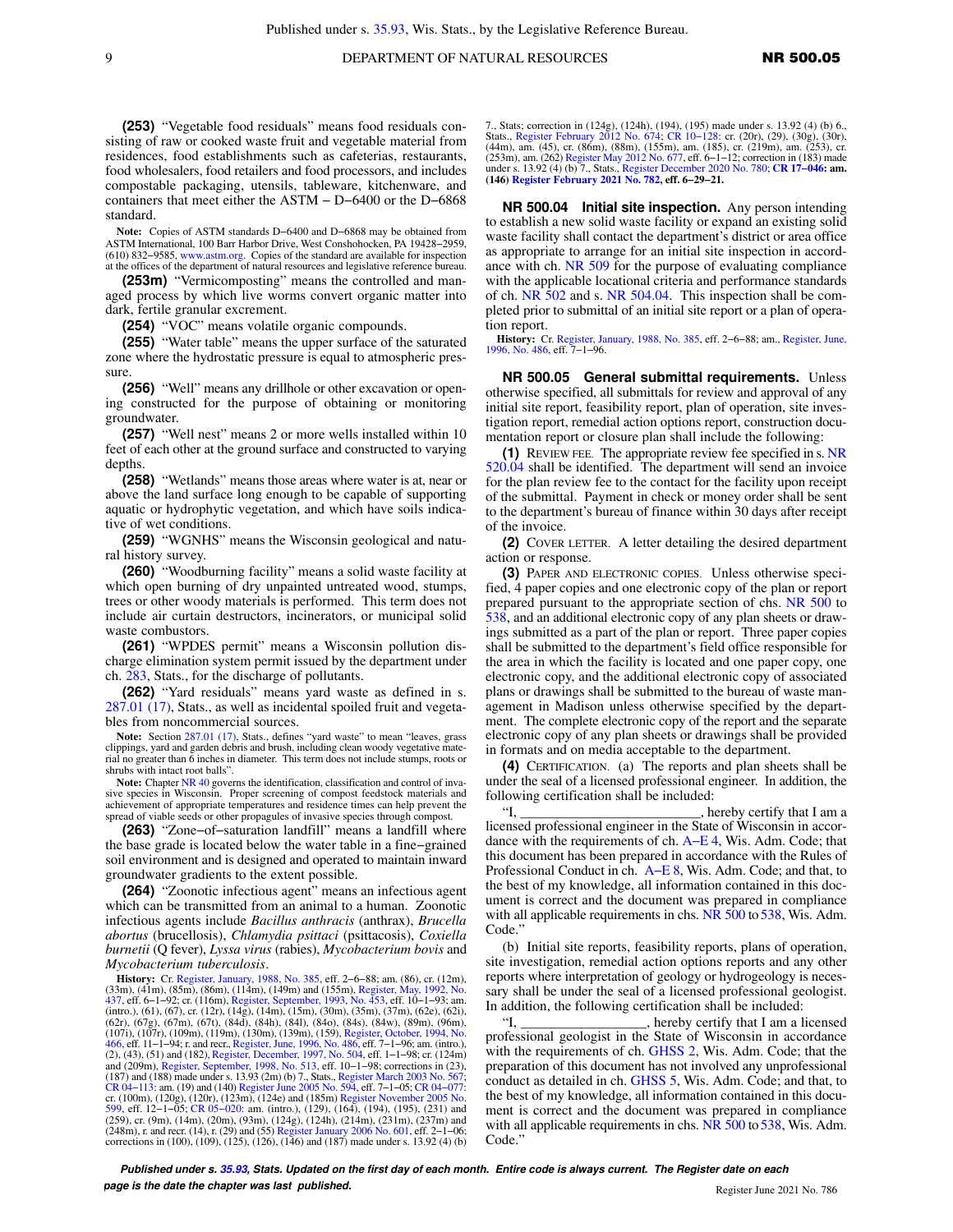**(253)** "Vegetable food residuals" means food residuals consisting of raw or cooked waste fruit and vegetable material from residences, food establishments such as cafeterias, restaurants, food wholesalers, food retailers and food processors, and includes compostable packaging, utensils, tableware, kitchenware, and containers that meet either the ASTM – D−6400 or the D−6868 standard.

**Note:** Copies of ASTM standards D−6400 and D−6868 may be obtained from ASTM International, 100 Barr Harbor Drive, West Conshohocken, PA 19428−2959, (610) 832−9585, www.astm.org. Copies of the standard are available for inspection at the offices of the department of natural resources and legislative reference bureau.

**(253m)** "Vermicomposting" means the controlled and managed process by which live worms convert organic matter into dark, fertile granular excrement.

**(254)** "VOC" means volatile organic compounds.

**(255)** "Water table" means the upper surface of the saturated zone where the hydrostatic pressure is equal to atmospheric pressure.

**(256)** "Well" means any drillhole or other excavation or opening constructed for the purpose of obtaining or monitoring groundwater.

**(257)** "Well nest" means 2 or more wells installed within 10 feet of each other at the ground surface and constructed to varying depths.

**(258)** "Wetlands" means those areas where water is at, near or above the land surface long enough to be capable of supporting aquatic or hydrophytic vegetation, and which have soils indicative of wet conditions.

**(259)** "WGNHS" means the Wisconsin geological and natural history survey.

**(260)** "Woodburning facility" means a solid waste facility at which open burning of dry unpainted untreated wood, stumps, trees or other woody materials is performed. This term does not include air curtain destructors, incinerators, or municipal solid waste combustors.

**(261)** "WPDES permit" means a Wisconsin pollution discharge elimination system permit issued by the department under ch. 283, Stats., for the discharge of pollutants.

**(262)** "Yard residuals" means yard waste as defined in s. 287.01 (17), Stats., as well as incidental spoiled fruit and vegetables from noncommercial sources.

**Note:** Section 287.01 (17), Stats., defines "yard waste" to mean "leaves, grass clippings, yard and garden debris and brush, including clean woody vegetative material no greater than 6 inches in diameter. This term does not include stumps, roots or shrubs with intact root balls".

**Note:** Chapter NR 40 governs the identification, classification and control of invasive species in Wisconsin. Proper screening of compost feedstock materials and achievement of appropriate temperatures and residence times can help prevent the spread of viable seeds or other propagules of invasive species through compost.

**(263)** "Zone−of−saturation landfill" means a landfill where the base grade is located below the water table in a fine−grained soil environment and is designed and operated to maintain inward groundwater gradients to the extent possible.

**(264)** "Zoonotic infectious agent" means an infectious agent which can be transmitted from an animal to a human. Zoonotic infectious agents include *Bacillus anthracis* (anthrax), *Brucella abortus* (brucellosis), *Chlamydia psittaci* (psittacosis), *Coxiella burnetii* (Q fever), *Lyssa virus* (rabies), *Mycobacterium bovis* and *Mycobacterium tuberculosis*.

**History:** Cr. Register, January, 1988, No. 385, eff. 2−6−88; am. (86), cr. (12m), (33m), (41m), (85m), (86m), (114m), (149m) and (155m), Register, May, 1992, No. 437, eff. 6−1−92; cr. (116m), Register, September, 1993, No. 453, eff. 10−1−93; am. (intro.), (61), (67), cr. (12r), (14g), (14m), (15m), (30m), (35m), (37m), (62e), (62i), (62r), (67g), (67m), (67t), (84d), (84h), (84l), (84o), (84s), (84w), (89m), (96m), (107i), (107r), (109m), (119m), (130m), (139m), (159), Register, October, 1994, No. 466, eff. 11−1−94; r. and recr., Register, June, 1996, No. 486, eff. 7−1−96; am. (intro.), (2), (43), (51) and (182), Register, December, 1997, No. 504, eff. 1−1−98; cr. (124m) and (209m), Register, September, 1998, No. 513, eff. 10−1−98; corrections in (23), (187) and (188) made under s. 13.93 (2m) (b) 7., Stats., Register March 2003 No. 567; CR 04−113: am. (19) and (140) Register June 2005 No. 594, eff. 7−1−05; CR 04−077: cr. (100m), (120g), (120r), (123m), (124e) and (185m) Register November 2005 No. 599, eff. 12−1−05; CR 05−020: am. (intro.), (129), (164), (194), (195), (231) and (259), cr. (9m), (14m), (20m), (93m), (124g), (124h), (214m), (231m), (237m) and (248m), r. and recr. (14), r. (29) and (55) Register January 2006 No. 601, eff. 2−1−06; corrections in (100), (109), (125), (126), (146) and (187) made under s. 13.92 (4) (b) 7., Stats; correction in (124g), (124h), (194), (195) made under s. 13.92 (4) (b) 6., Stats., Register February 2012 No. 674; CR 10−128: cr. (20r), (29), (30g), (30r), (44m), am. (45), cr. (86m), (88m), (155m), am. (185), cr. (219m), am. (253), cr. (253m), am. (262) Register May 2012 No. 677, eff. 6−1−12; correction in (183) made under s. 13.92 (4) (b) 7., Stats., Register December 2020 No. 780; **CR 17−046: am. (146) Register February 2021 No. 782, eff. 6−29−21.**

## NR 500.04 Initial site inspection.

Any person intending to establish a new solid waste facility or expand an existing solid waste facility shall contact the department's district or area office as appropriate to arrange for an initial site inspection in accordance with ch. NR 509 for the purpose of evaluating compliance with the applicable locational criteria and performance standards of ch. NR 502 and s. NR 504.04. This inspection shall be completed prior to submittal of an initial site report or a plan of operation report.

**History:** Cr. Register, January, 1988, No. 385, eff. 2−6−88; am., Register, June, 1996, No. 486, eff. 7−1−96.

## NR 500.05 General submittal requirements.

Unless otherwise specified, all submittals for review and approval of any initial site report, feasibility report, plan of operation, site investigation report, remedial action options report, construction documentation report or closure plan shall include the following:

**(1)** REVIEW FEE. The appropriate review fee specified in s. NR 520.04 shall be identified. The department will send an invoice for the plan review fee to the contact for the facility upon receipt of the submittal. Payment in check or money order shall be sent to the department's bureau of finance within 30 days after receipt of the invoice.

**(2)** COVER LETTER. A letter detailing the desired department action or response.

**(3)** PAPER AND ELECTRONIC COPIES. Unless otherwise specified, 4 paper copies and one electronic copy of the plan or report prepared pursuant to the appropriate section of chs. NR 500 to 538, and an additional electronic copy of any plan sheets or drawings submitted as a part of the plan or report. Three paper copies shall be submitted to the department's field office responsible for the area in which the facility is located and one paper copy, one electronic copy, and the additional electronic copy of associated plans or drawings shall be submitted to the bureau of waste management in Madison unless otherwise specified by the department. The complete electronic copy of the report and the separate electronic copy of any plan sheets or drawings shall be provided in formats and on media acceptable to the department.

**(4)** CERTIFICATION. (a) The reports and plan sheets shall be under the seal of a licensed professional engineer. In addition, the following certification shall be included:

"I, ________________________, hereby certify that I am a licensed professional engineer in the State of Wisconsin in accordance with the requirements of ch. A−E 4, Wis. Adm. Code; that this document has been prepared in accordance with the Rules of Professional Conduct in ch. A−E 8, Wis. Adm. Code; and that, to the best of my knowledge, all information contained in this document is correct and the document was prepared in compliance with all applicable requirements in chs. NR 500 to 538, Wis. Adm. Code."

(b) Initial site reports, feasibility reports, plans of operation, site investigation, remedial action options reports and any other reports where interpretation of geology or hydrogeology is necessary shall be under the seal of a licensed professional geologist. In addition, the following certification shall be included:

"I, ________________, hereby certify that I am a licensed professional geologist in the State of Wisconsin in accordance with the requirements of ch. GHSS 2, Wis. Adm. Code; that the preparation of this document has not involved any unprofessional conduct as detailed in ch. GHSS 5, Wis. Adm. Code; and that, to the best of my knowledge, all information contained in this document is correct and the document was prepared in compliance with all applicable requirements in chs. NR 500 to 538, Wis. Adm. Code."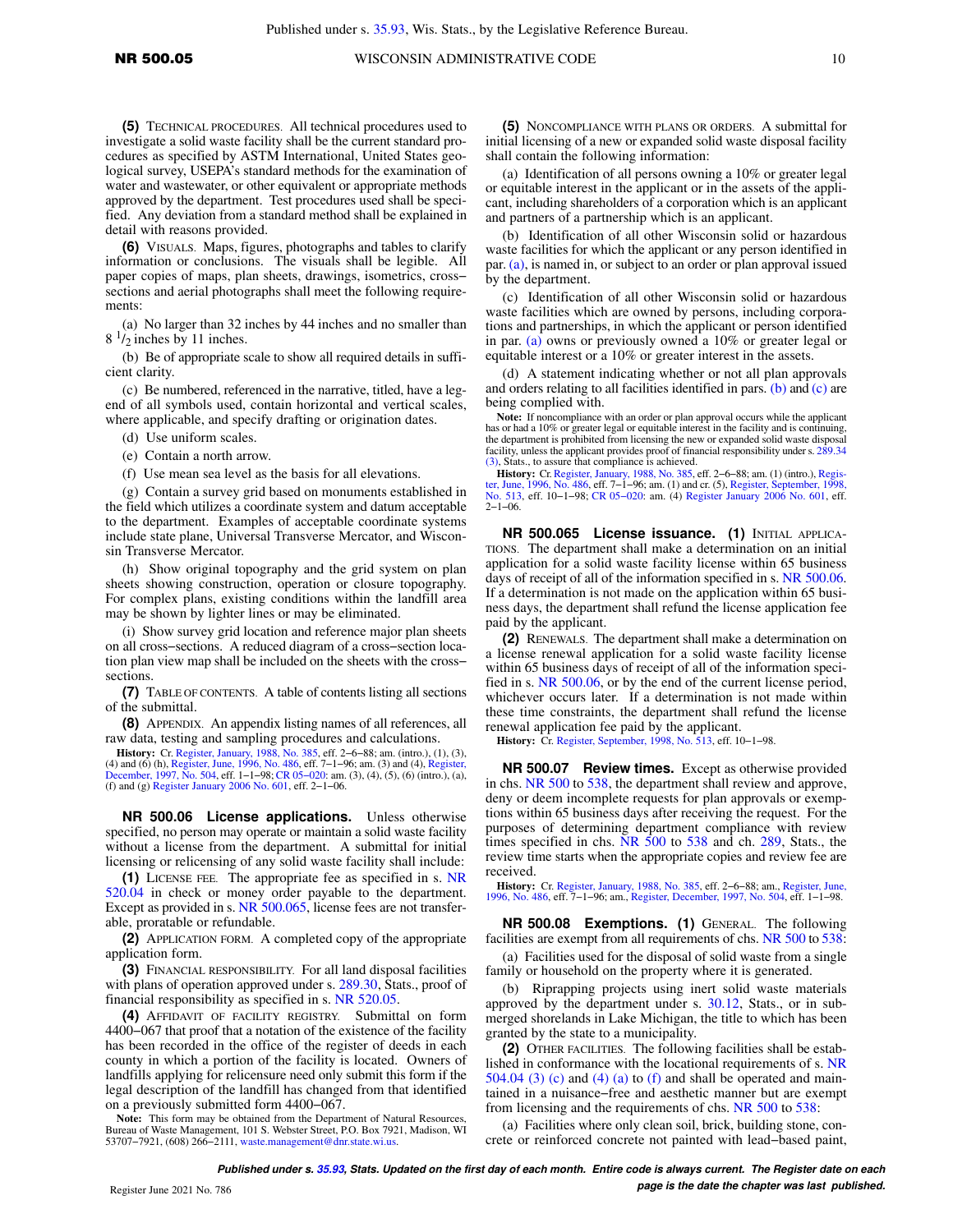**(5)** TECHNICAL PROCEDURES. All technical procedures used to investigate a solid waste facility shall be the current standard procedures as specified by ASTM International, United States geological survey, USEPA's standard methods for the examination of water and wastewater, or other equivalent or appropriate methods approved by the department. Test procedures used shall be specified. Any deviation from a standard method shall be explained in detail with reasons provided.

**(6)** VISUALS. Maps, figures, photographs and tables to clarify information or conclusions. The visuals shall be legible. All paper copies of maps, plan sheets, drawings, isometrics, cross−sections and aerial photographs shall meet the following requirements:

(a) No larger than 32 inches by 44 inches and no smaller than 8 1/2 inches by 11 inches.

(b) Be of appropriate scale to show all required details in sufficient clarity.

(c) Be numbered, referenced in the narrative, titled, have a legend of all symbols used, contain horizontal and vertical scales, where applicable, and specify drafting or origination dates.

(d) Use uniform scales.

(e) Contain a north arrow.

(f) Use mean sea level as the basis for all elevations.

(g) Contain a survey grid based on monuments established in the field which utilizes a coordinate system and datum acceptable to the department. Examples of acceptable coordinate systems include state plane, Universal Transverse Mercator, and Wisconsin Transverse Mercator.

(h) Show original topography and the grid system on plan sheets showing construction, operation or closure topography. For complex plans, existing conditions within the landfill area may be shown by lighter lines or may be eliminated.

(i) Show survey grid location and reference major plan sheets on all cross−sections. A reduced diagram of a cross−section location plan view map shall be included on the sheets with the cross−sections.

**(7)** TABLE OF CONTENTS. A table of contents listing all sections of the submittal.

**(8)** APPENDIX. An appendix listing names of all references, all raw data, testing and sampling procedures and calculations.

**History:** Cr. Register, January, 1988, No. 385, eff. 2−6−88; am. (intro.), (1), (3), (4) and (6) (h), Register, June, 1996, No. 486, eff. 7−1−96; am. (3) and (4), Register, December, 1997, No. 504, eff. 1−1−98; CR 05−020: am. (3), (4), (5), (6) (intro.), (a), (f) and (g) Register January 2006 No. 601, eff. 2−1−06.

## NR 500.06 License applications.

Unless otherwise specified, no person may operate or maintain a solid waste facility without a license from the department. A submittal for initial licensing or relicensing of any solid waste facility shall include:

**(1)** LICENSE FEE. The appropriate fee as specified in s. NR 520.04 in check or money order payable to the department. Except as provided in s. NR 500.065, license fees are not transferable, proratable or refundable.

**(2)** APPLICATION FORM. A completed copy of the appropriate application form.

**(3)** FINANCIAL RESPONSIBILITY. For all land disposal facilities with plans of operation approved under s. 289.30, Stats., proof of financial responsibility as specified in s. NR 520.05.

**(4)** AFFIDAVIT OF FACILITY REGISTRY. Submittal on form 4400−067 that proof that a notation of the existence of the facility has been recorded in the office of the register of deeds in each county in which a portion of the facility is located. Owners of landfills applying for relicensure need only submit this form if the legal description of the landfill has changed from that identified on a previously submitted form 4400−067.

**Note:** This form may be obtained from the Department of Natural Resources, Bureau of Waste Management, 101 S. Webster Street, P.O. Box 7921, Madison, WI 53707−7921, (608) 266−2111, waste.management@dnr.state.wi.us.

**(5)** NONCOMPLIANCE WITH PLANS OR ORDERS. A submittal for initial licensing of a new or expanded solid waste disposal facility shall contain the following information:

(a) Identification of all persons owning a 10% or greater legal or equitable interest in the applicant or in the assets of the applicant, including shareholders of a corporation which is an applicant and partners of a partnership which is an applicant.

(b) Identification of all other Wisconsin solid or hazardous waste facilities for which the applicant or any person identified in par. (a), is named in, or subject to an order or plan approval issued by the department.

(c) Identification of all other Wisconsin solid or hazardous waste facilities which are owned by persons, including corporations and partnerships, in which the applicant or person identified in par. (a) owns or previously owned a 10% or greater legal or equitable interest or a 10% or greater interest in the assets.

(d) A statement indicating whether or not all plan approvals and orders relating to all facilities identified in pars. (b) and (c) are being complied with.

**Note:** If noncompliance with an order or plan approval occurs while the applicant has or had a 10% or greater legal or equitable interest in the facility and is continuing, the department is prohibited from licensing the new or expanded solid waste disposal facility, unless the applicant provides proof of financial responsibility under s. 289.34 (3), Stats., to assure that compliance is achieved.

**History:** Cr. Register, January, 1988, No. 385, eff. 2−6−88; am. (1) (intro.), Register, June, 1996, No. 486, eff. 7−1−96; am. (1) and cr. (5), Register, September, 1998, No. 513, eff. 10−1−98; CR 05−020: am. (4) Register January 2006 No. 601, eff. 2−1−06.

## NR 500.065 License issuance.

**(1)** INITIAL APPLICATIONS. The department shall make a determination on an initial application for a solid waste facility license within 65 business days of receipt of all of the information specified in s. NR 500.06. If a determination is not made on the application within 65 business days, the department shall refund the license application fee paid by the applicant.

**(2)** RENEWALS. The department shall make a determination on a license renewal application for a solid waste facility license within 65 business days of receipt of all of the information specified in s. NR 500.06, or by the end of the current license period, whichever occurs later. If a determination is not made within these time constraints, the department shall refund the license renewal application fee paid by the applicant.

**History:** Cr. Register, September, 1998, No. 513, eff. 10−1−98.

## NR 500.07 Review times.

Except as otherwise provided in chs. NR 500 to 538, the department shall review and approve, deny or deem incomplete requests for plan approvals or exemptions within 65 business days after receiving the request. For the purposes of determining department compliance with review times specified in chs. NR 500 to 538 and ch. 289, Stats., the review time starts when the appropriate copies and review fee are received.

**History:** Cr. Register, January, 1988, No. 385, eff. 2−6−88; am., Register, June, 1996, No. 486, eff. 7−1−96; am., Register, December, 1997, No. 504, eff. 1−1−98.

## NR 500.08 Exemptions.

**(1)** GENERAL. The following facilities are exempt from all requirements of chs. NR 500 to 538:

(a) Facilities used for the disposal of solid waste from a single family or household on the property where it is generated.

(b) Riprapping projects using inert solid waste materials approved by the department under s. 30.12, Stats., or in submerged shorelands in Lake Michigan, the title to which has been granted by the state to a municipality.

**(2)** OTHER FACILITIES. The following facilities shall be established in conformance with the locational requirements of s. NR 504.04 (3) (c) and (4) (a) to (f) and shall be operated and maintained in a nuisance−free and aesthetic manner but are exempt from licensing and the requirements of chs. NR 500 to 538:

(a) Facilities where only clean soil, brick, building stone, concrete or reinforced concrete not painted with lead−based paint,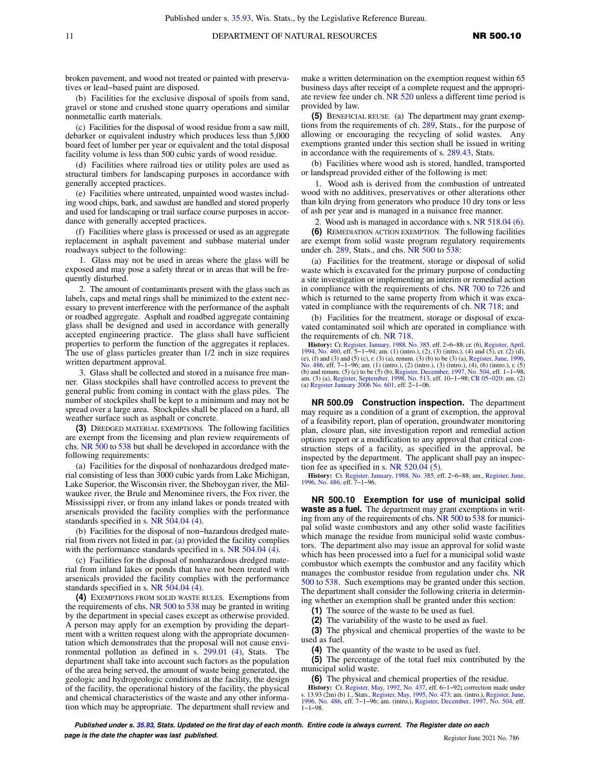broken pavement, and wood not treated or painted with preservatives or lead−based paint are disposed.

(b) Facilities for the exclusive disposal of spoils from sand, gravel or stone and crushed stone quarry operations and similar nonmetallic earth materials.

(c) Facilities for the disposal of wood residue from a saw mill, debarker or equivalent industry which produces less than 5,000 board feet of lumber per year or equivalent and the total disposal facility volume is less than 500 cubic yards of wood residue.

(d) Facilities where railroad ties or utility poles are used as structural timbers for landscaping purposes in accordance with generally accepted practices.

(e) Facilities where untreated, unpainted wood wastes including wood chips, bark, and sawdust are handled and stored properly and used for landscaping or trail surface course purposes in accordance with generally accepted practices.

(f) Facilities where glass is processed or used as an aggregate replacement in asphalt pavement and subbase material under roadways subject to the following:

1. Glass may not be used in areas where the glass will be exposed and may pose a safety threat or in areas that will be frequently disturbed.

2. The amount of contaminants present with the glass such as labels, caps and metal rings shall be minimized to the extent necessary to prevent interference with the performance of the asphalt or roadbed aggregate. Asphalt and roadbed aggregate containing glass shall be designed and used in accordance with generally accepted engineering practice. The glass shall have sufficient properties to perform the function of the aggregates it replaces. The use of glass particles greater than 1/2 inch in size requires written department approval.

3. Glass shall be collected and stored in a nuisance free manner. Glass stockpiles shall have controlled access to prevent the general public from coming in contact with the glass piles. The number of stockpiles shall be kept to a minimum and may not be spread over a large area. Stockpiles shall be placed on a hard, all weather surface such as asphalt or concrete.

**(3)** DREDGED MATERIAL EXEMPTIONS. The following facilities are exempt from the licensing and plan review requirements of chs. NR 500 to 538 but shall be developed in accordance with the following requirements:

(a) Facilities for the disposal of nonhazardous dredged material consisting of less than 3000 cubic yards from Lake Michigan, Lake Superior, the Wisconsin river, the Sheboygan river, the Milwaukee river, the Brule and Menominee rivers, the Fox river, the Mississippi river, or from any inland lakes or ponds treated with arsenicals provided the facility complies with the performance standards specified in s. NR 504.04 (4).

(b) Facilities for the disposal of non−hazardous dredged material from rivers not listed in par. (a) provided the facility complies with the performance standards specified in s. NR 504.04 (4).

(c) Facilities for the disposal of nonhazardous dredged material from inland lakes or ponds that have not been treated with arsenicals provided the facility complies with the performance standards specified in s. NR 504.04 (4).

**(4)** EXEMPTIONS FROM SOLID WASTE RULES. Exemptions from the requirements of chs. NR 500 to 538 may be granted in writing by the department in special cases except as otherwise provided. A person may apply for an exemption by providing the department with a written request along with the appropriate documentation which demonstrates that the proposal will not cause environmental pollution as defined in s. 299.01 (4), Stats. The department shall take into account such factors as the population of the area being served, the amount of waste being generated, the geologic and hydrogeologic conditions at the facility, the design of the facility, the operational history of the facility, the physical and chemical characteristics of the waste and any other information which may be appropriate. The department shall review and make a written determination on the exemption request within 65 business days after receipt of a complete request and the appropriate review fee under ch. NR 520 unless a different time period is provided by law.

**(5)** BENEFICIAL REUSE. (a) The department may grant exemptions from the requirements of ch. 289, Stats., for the purpose of allowing or encouraging the recycling of solid wastes. Any exemptions granted under this section shall be issued in writing in accordance with the requirements of s. 289.43, Stats.

(b) Facilities where wood ash is stored, handled, transported or landspread provided either of the following is met:

1. Wood ash is derived from the combustion of untreated wood with no additives, preservatives or other alterations other than kiln drying from generators who produce 10 dry tons or less of ash per year and is managed in a nuisance free manner.

2. Wood ash is managed in accordance with s. NR 518.04 (6).

**(6)** REMEDIATION ACTION EXEMPTION. The following facilities are exempt from solid waste program regulatory requirements under ch. 289, Stats., and chs. NR 500 to 538:

(a) Facilities for the treatment, storage or disposal of solid waste which is excavated for the primary purpose of conducting a site investigation or implementing an interim or remedial action in compliance with the requirements of chs. NR 700 to 726 and which is returned to the same property from which it was excavated in compliance with the requirements of ch. NR 718; and

(b) Facilities for the treatment, storage or disposal of excavated contaminated soil which are operated in compliance with the requirements of ch. NR 718.

**History:** Cr. Register, January, 1988, No. 385, eff. 2−6−88; cr. (6), Register, April, 1994, No. 460, eff. 5−1−94; am. (1) (intro.), (2), (3) (intro.), (4) and (5), cr. (2) (d), (e), (f) and (3) and (5) (c), r. (3) (a), renum. (3) (b) to be (3) (a), Register, June, 1996, No. 486, eff. 7−1−96; am. (1) (intro.), (2) (intro.), (3) (intro.), (4), (6) (intro.), r. (5) (b) and renum. (5) (c) to be (5) (b), Register, December, 1997, No. 504, eff. 1−1−98; am. (3) (a), Register, September, 1998, No. 513, eff. 10−1−98; CR 05−020: am. (2) (a) Register January 2006 No. 601, eff. 2−1−06.

**NR 500.09 Construction inspection.** The department may require as a condition of a grant of exemption, the approval of a feasibility report, plan of operation, groundwater monitoring plan, closure plan, site investigation report and remedial action options report or a modification to any approval that critical construction steps of a facility, as specified in the approval, be inspected by the department. The applicant shall pay an inspection fee as specified in s. NR 520.04 (5).

**History:** Cr. Register, January, 1988, No. 385, eff. 2−6−88; am., Register, June, 1996, No. 486, eff. 7−1−96.

**NR 500.10 Exemption for use of municipal solid waste as a fuel.** The department may grant exemptions in writing from any of the requirements of chs. NR 500 to 538 for municipal solid waste combustors and any other solid waste facilities which manage the residue from municipal solid waste combustors. The department also may issue an approval for solid waste which has been processed into a fuel for a municipal solid waste combustor which exempts the combustor and any facility which manages the combustor residue from regulation under chs. NR 500 to 538. Such exemptions may be granted under this section. The department shall consider the following criteria in determining whether an exemption shall be granted under this section:

**(1)** The source of the waste to be used as fuel.

**(2)** The variability of the waste to be used as fuel.

**(3)** The physical and chemical properties of the waste to be used as fuel.

**(4)** The quantity of the waste to be used as fuel.

**(5)** The percentage of the total fuel mix contributed by the municipal solid waste.

**(6)** The physical and chemical properties of the residue.

**History:** Cr. Register, May, 1992, No. 437, eff. 6−1−92; correction made under s. 13.93 (2m) (b) 1., Stats., Register, May, 1995, No. 473; am. (intro.), Register, June, 1996, No. 486, eff. 7−1−96; am. (intro.), Register, December, 1997, No. 504, eff. 1−1−98.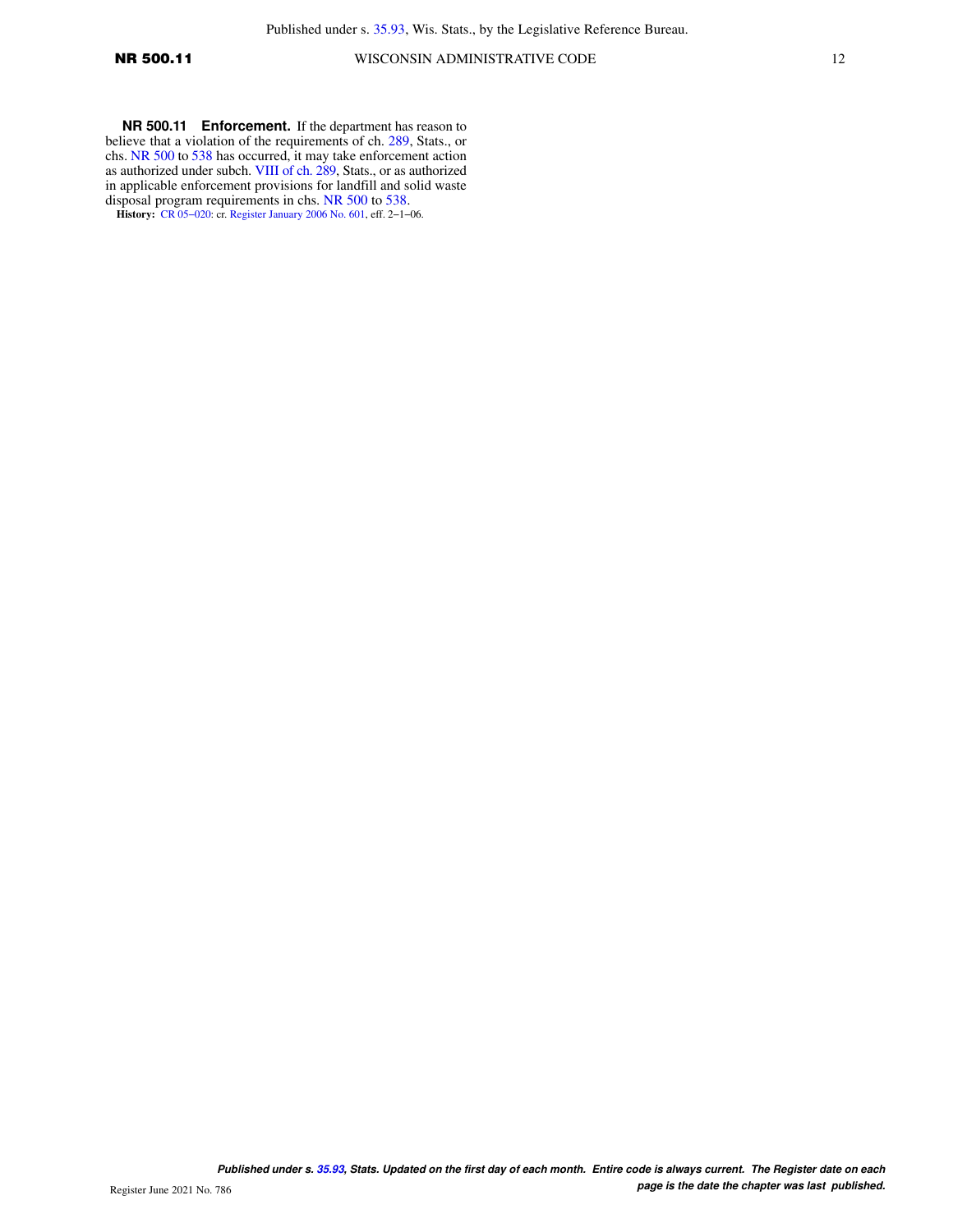**NR 500.11 Enforcement.** If the department has reason to believe that a violation of the requirements of ch. 289, Stats., or chs. NR 500 to 538 has occurred, it may take enforcement action as authorized under subch. VIII of ch. 289, Stats., or as authorized in applicable enforcement provisions for landfill and solid waste disposal program requirements in chs. NR 500 to 538.

**History:** CR 05−020: cr. Register January 2006 No. 601, eff. 2−1−06.